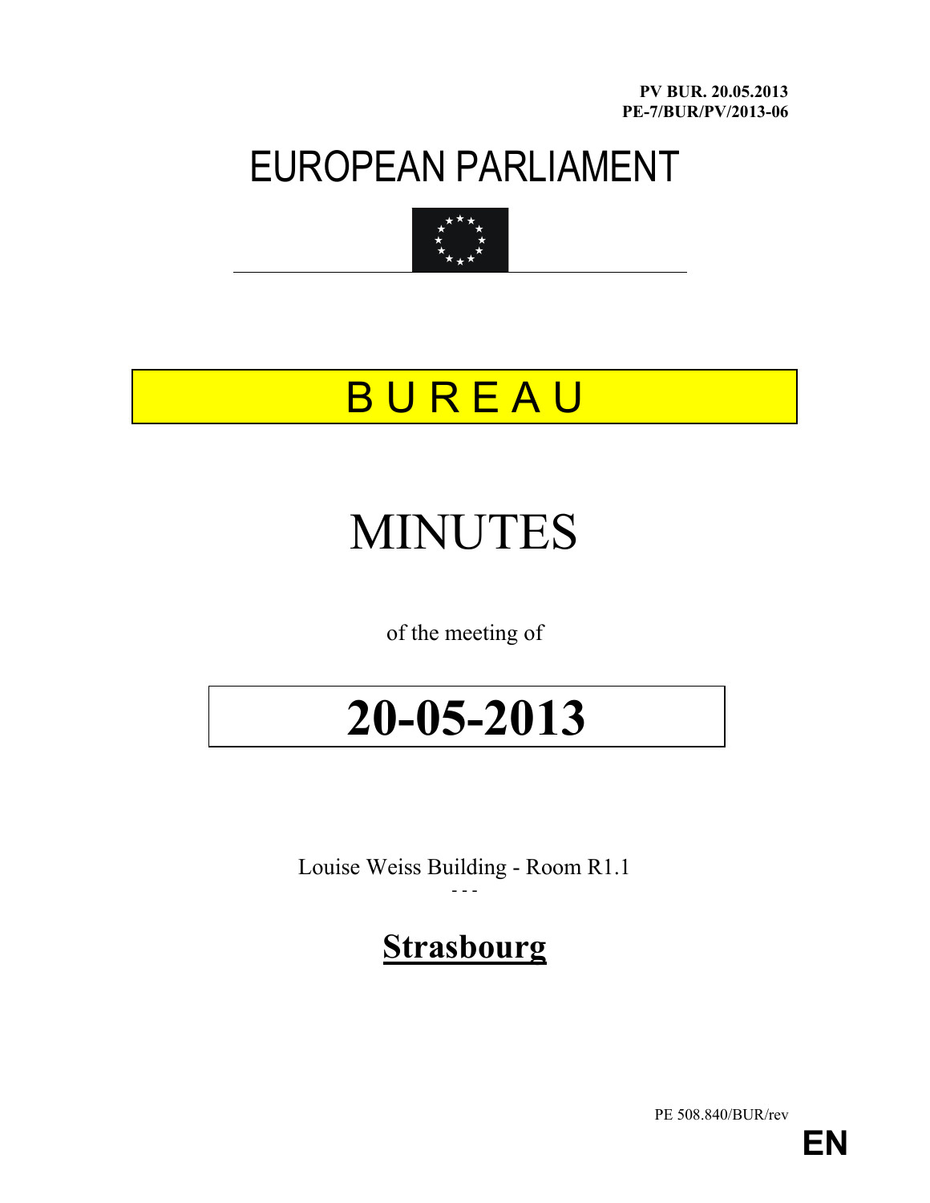**PV BUR. 20.05.2013**
**PE-7/BUR/PV/2013-06**

# EUROPEAN PARLIAMENT

# B U R E A U

# MINUTES

of the meeting of

# 20-05-2013

Louise Weiss Building - Room R1.1

- - -

**Strasbourg**

PE 508.840/BUR/rev

**EN**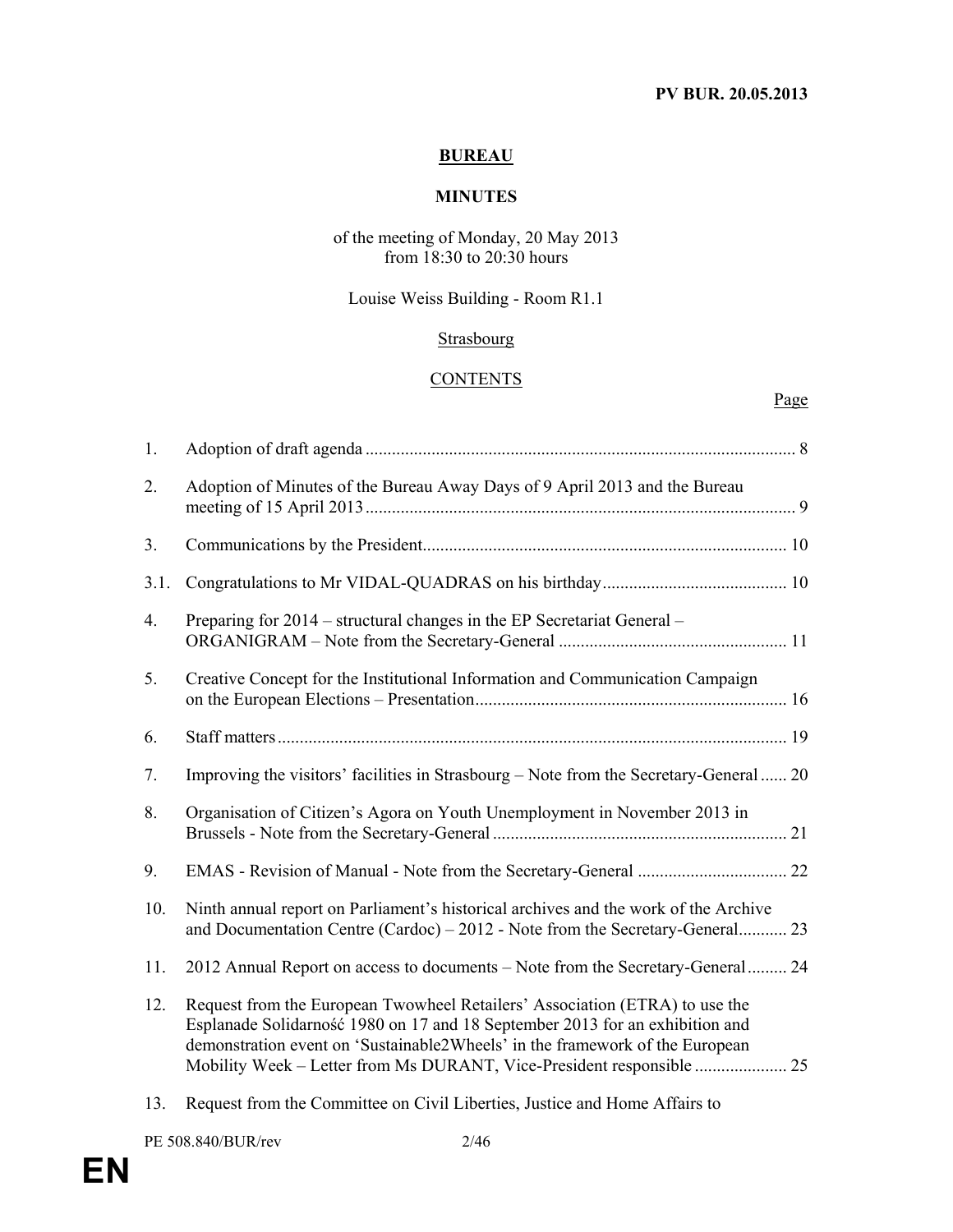**PV BUR. 20.05.2013**

# BUREAU

## MINUTES

of the meeting of Monday, 20 May 2013
from 18:30 to 20:30 hours

Louise Weiss Building - Room R1.1

Strasbourg

## CONTENTS

| | | Page |
|---|---|---|
| 1. | Adoption of draft agenda | 8 |
| 2. | Adoption of Minutes of the Bureau Away Days of 9 April 2013 and the Bureau meeting of 15 April 2013 | 9 |
| 3. | Communications by the President | 10 |
| 3.1. | Congratulations to Mr VIDAL-QUADRAS on his birthday | 10 |
| 4. | Preparing for 2014 – structural changes in the EP Secretariat General – ORGANIGRAM – Note from the Secretary-General | 11 |
| 5. | Creative Concept for the Institutional Information and Communication Campaign on the European Elections – Presentation | 16 |
| 6. | Staff matters | 19 |
| 7. | Improving the visitors' facilities in Strasbourg – Note from the Secretary-General | 20 |
| 8. | Organisation of Citizen's Agora on Youth Unemployment in November 2013 in Brussels - Note from the Secretary-General | 21 |
| 9. | EMAS - Revision of Manual - Note from the Secretary-General | 22 |
| 10. | Ninth annual report on Parliament's historical archives and the work of the Archive and Documentation Centre (Cardoc) – 2012 - Note from the Secretary-General | 23 |
| 11. | 2012 Annual Report on access to documents – Note from the Secretary-General | 24 |
| 12. | Request from the European Twowheel Retailers' Association (ETRA) to use the Esplanade Solidarność 1980 on 17 and 18 September 2013 for an exhibition and demonstration event on 'Sustainable2Wheels' in the framework of the European Mobility Week – Letter from Ms DURANT, Vice-President responsible | 25 |
| 13. | Request from the Committee on Civil Liberties, Justice and Home Affairs to | |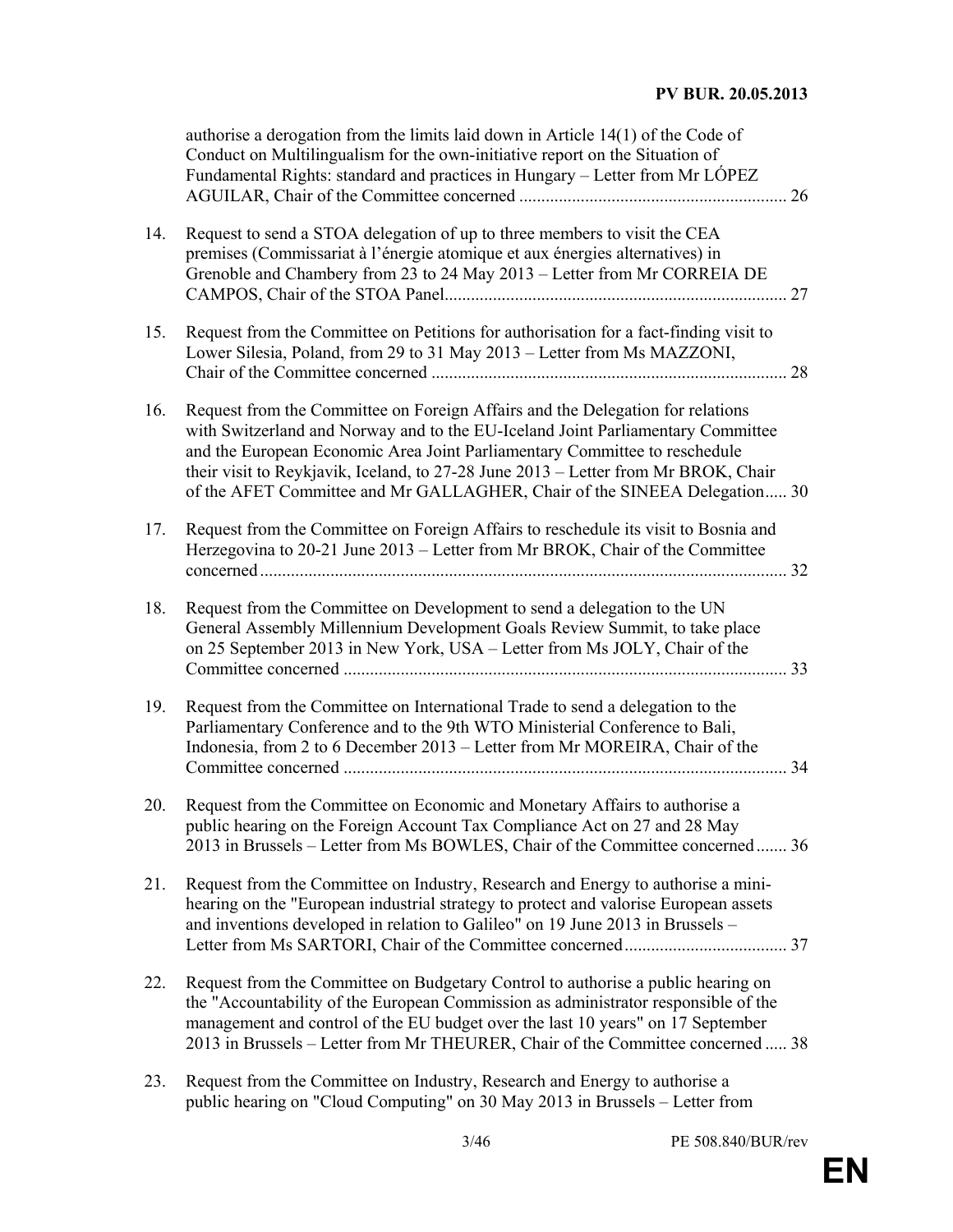authorise a derogation from the limits laid down in Article 14(1) of the Code of Conduct on Multilingualism for the own-initiative report on the Situation of Fundamental Rights: standard and practices in Hungary – Letter from Mr LÓPEZ AGUILAR, Chair of the Committee concerned ............................................................ 26

14. Request to send a STOA delegation of up to three members to visit the CEA premises (Commissariat à l'énergie atomique et aux énergies alternatives) in Grenoble and Chambery from 23 to 24 May 2013 – Letter from Mr CORREIA DE CAMPOS, Chair of the STOA Panel.............................................................................. 27

15. Request from the Committee on Petitions for authorisation for a fact-finding visit to Lower Silesia, Poland, from 29 to 31 May 2013 – Letter from Ms MAZZONI, Chair of the Committee concerned ................................................................................. 28

16. Request from the Committee on Foreign Affairs and the Delegation for relations with Switzerland and Norway and to the EU-Iceland Joint Parliamentary Committee and the European Economic Area Joint Parliamentary Committee to reschedule their visit to Reykjavik, Iceland, to 27-28 June 2013 – Letter from Mr BROK, Chair of the AFET Committee and Mr GALLAGHER, Chair of the SINEEA Delegation..... 30

17. Request from the Committee on Foreign Affairs to reschedule its visit to Bosnia and Herzegovina to 20-21 June 2013 – Letter from Mr BROK, Chair of the Committee concerned........................................................................................................................ 32

18. Request from the Committee on Development to send a delegation to the UN General Assembly Millennium Development Goals Review Summit, to take place on 25 September 2013 in New York, USA – Letter from Ms JOLY, Chair of the Committee concerned ..................................................................................................... 33

19. Request from the Committee on International Trade to send a delegation to the Parliamentary Conference and to the 9th WTO Ministerial Conference to Bali, Indonesia, from 2 to 6 December 2013 – Letter from Mr MOREIRA, Chair of the Committee concerned ..................................................................................................... 34

20. Request from the Committee on Economic and Monetary Affairs to authorise a public hearing on the Foreign Account Tax Compliance Act on 27 and 28 May 2013 in Brussels – Letter from Ms BOWLES, Chair of the Committee concerned....... 36

21. Request from the Committee on Industry, Research and Energy to authorise a mini-hearing on the "European industrial strategy to protect and valorise European assets and inventions developed in relation to Galileo" on 19 June 2013 in Brussels – Letter from Ms SARTORI, Chair of the Committee concerned..................................... 37

22. Request from the Committee on Budgetary Control to authorise a public hearing on the "Accountability of the European Commission as administrator responsible of the management and control of the EU budget over the last 10 years" on 17 September 2013 in Brussels – Letter from Mr THEURER, Chair of the Committee concerned ..... 38

23. Request from the Committee on Industry, Research and Energy to authorise a public hearing on "Cloud Computing" on 30 May 2013 in Brussels – Letter from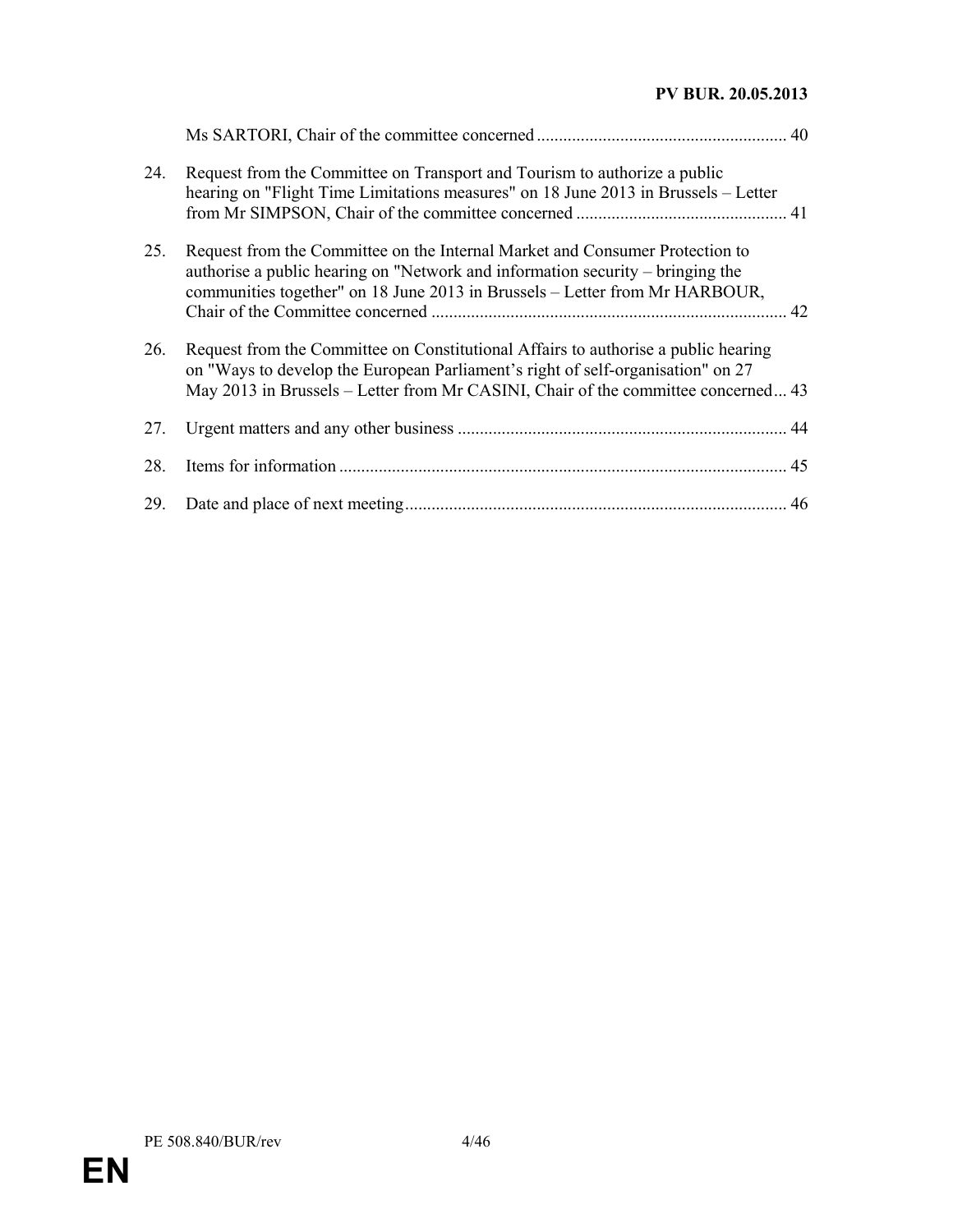Ms SARTORI, Chair of the committee concerned ........................................................ 40

24. Request from the Committee on Transport and Tourism to authorize a public hearing on "Flight Time Limitations measures" on 18 June 2013 in Brussels – Letter from Mr SIMPSON, Chair of the committee concerned ................................................ 41

25. Request from the Committee on the Internal Market and Consumer Protection to authorise a public hearing on "Network and information security – bringing the communities together" on 18 June 2013 in Brussels – Letter from Mr HARBOUR, Chair of the Committee concerned ................................................................................. 42

26. Request from the Committee on Constitutional Affairs to authorise a public hearing on "Ways to develop the European Parliament's right of self-organisation" on 27 May 2013 in Brussels – Letter from Mr CASINI, Chair of the committee concerned... 43

27. Urgent matters and any other business ........................................................................... 44

28. Items for information ...................................................................................................... 45

29. Date and place of next meeting ....................................................................................... 46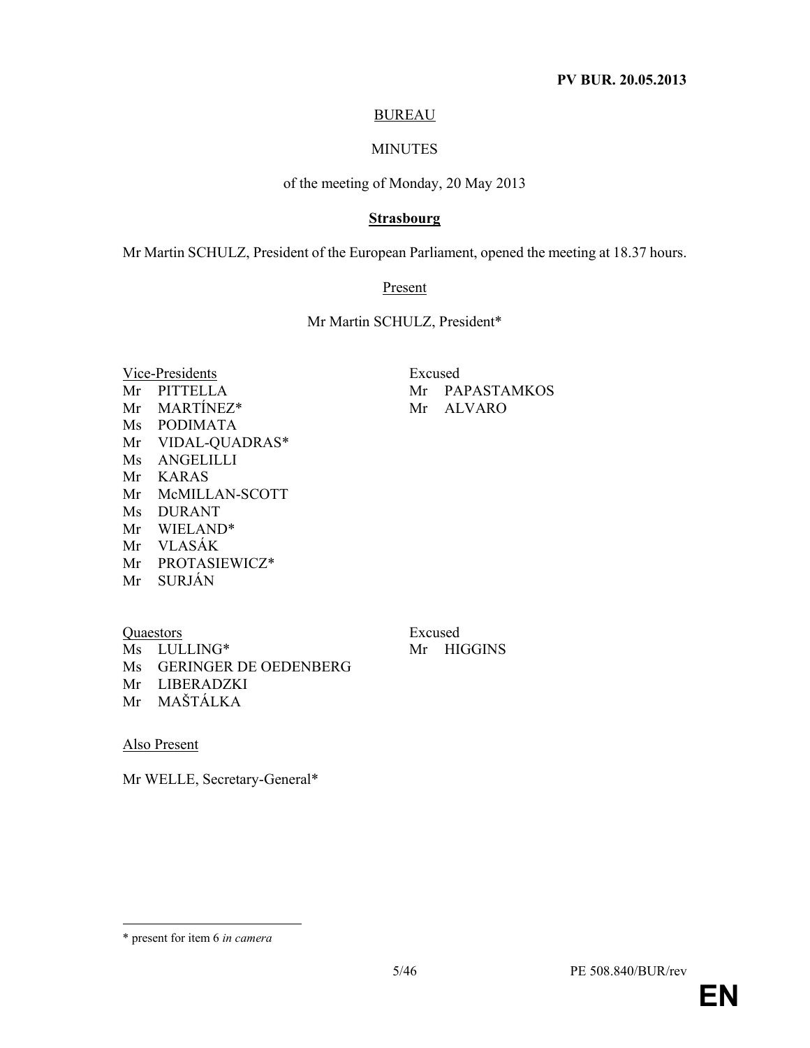**PV BUR. 20.05.2013**

**BUREAU**

MINUTES

of the meeting of Monday, 20 May 2013

**Strasbourg**

Mr Martin SCHULZ, President of the European Parliament, opened the meeting at 18.37 hours.

Present

Mr Martin SCHULZ, President*

Vice-Presidents

Mr PITTELLA
Mr MARTÍNEZ*
Ms PODIMATA
Mr VIDAL-QUADRAS*
Ms ANGELILLI
Mr KARAS
Mr McMILLAN-SCOTT
Ms DURANT
Mr WIELAND*
Mr VLASÁK
Mr PROTASIEWICZ*
Mr SURJÁN

Excused

Mr PAPASTAMKOS
Mr ALVARO

Quaestors

Ms LULLING*
Ms GERINGER DE OEDENBERG
Mr LIBERADZKI
Mr MAŠTÁLKA

Excused

Mr HIGGINS

Also Present

Mr WELLE, Secretary-General*

---

* present for item 6 *in camera*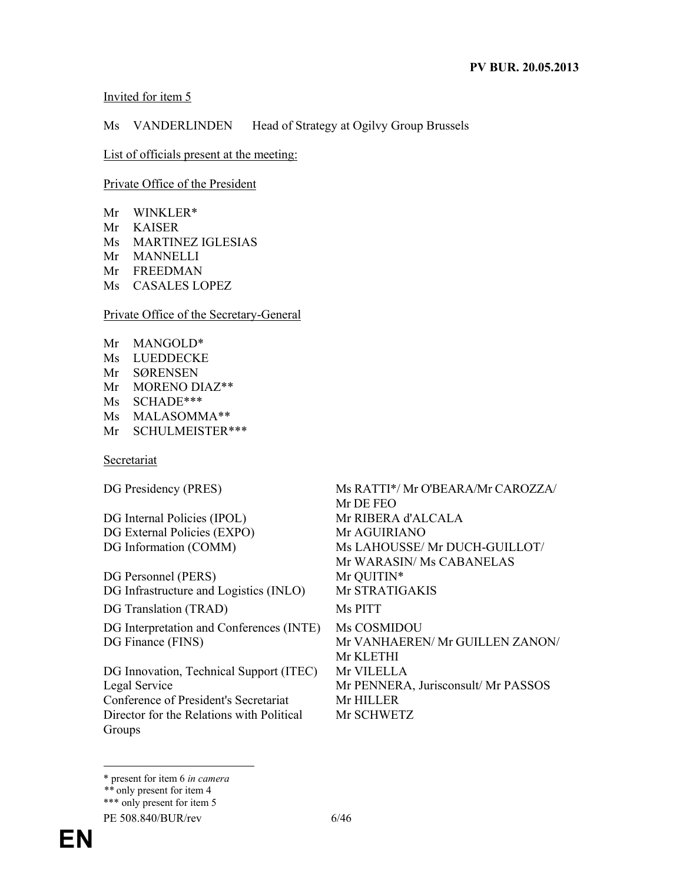Invited for item 5

Ms VANDERLINDEN Head of Strategy at Ogilvy Group Brussels

List of officials present at the meeting:

Private Office of the President

Mr WINKLER*
Mr KAISER
Ms MARTINEZ IGLESIAS
Mr MANNELLI
Mr FREEDMAN
Ms CASALES LOPEZ

Private Office of the Secretary-General

Mr MANGOLD*
Ms LUEDDECKE
Mr SØRENSEN
Mr MORENO DIAZ**
Ms SCHADE***
Ms MALASOMMA**
Mr SCHULMEISTER***

Secretariat

| | |
|---|---|
| DG Presidency (PRES) | Ms RATTI*/ Mr O'BEARA/Mr CAROZZA/ Mr DE FEO |
| DG Internal Policies (IPOL) | Mr RIBERA d'ALCALA |
| DG External Policies (EXPO) | Mr AGUIRIANO |
| DG Information (COMM) | Ms LAHOUSSE/ Mr DUCH-GUILLOT/ Mr WARASIN/ Ms CABANELAS |
| DG Personnel (PERS) | Mr QUITIN* |
| DG Infrastructure and Logistics (INLO) | Mr STRATIGAKIS |
| DG Translation (TRAD) | Ms PITT |
| DG Interpretation and Conferences (INTE) | Ms COSMIDOU |
| DG Finance (FINS) | Mr VANHAEREN/ Mr GUILLEN ZANON/ Mr KLETHI |
| DG Innovation, Technical Support (ITEC) | Mr VILELLA |
| Legal Service | Mr PENNERA, Jurisconsult/ Mr PASSOS |
| Conference of President's Secretariat | Mr HILLER |
| Director for the Relations with Political Groups | Mr SCHWETZ |

\* present for item 6 *in camera*
\*\* only present for item 4
\*\*\* only present for item 5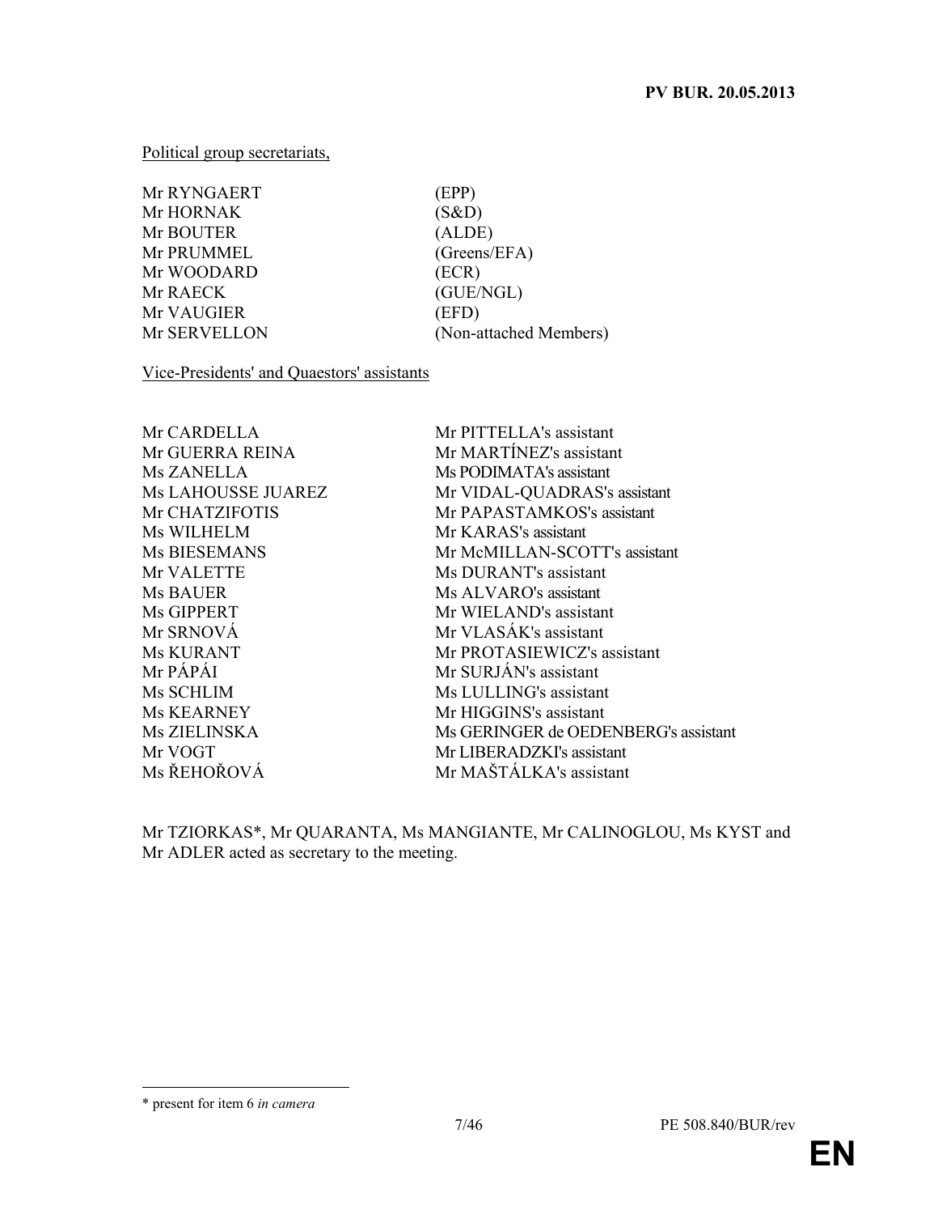Political group secretariats,

| | |
|---|---|
| Mr RYNGAERT | (EPP) |
| Mr HORNAK | (S&D) |
| Mr BOUTER | (ALDE) |
| Mr PRUMMEL | (Greens/EFA) |
| Mr WOODARD | (ECR) |
| Mr RAECK | (GUE/NGL) |
| Mr VAUGIER | (EFD) |
| Mr SERVELLON | (Non-attached Members) |

Vice-Presidents' and Quaestors' assistants

| | |
|---|---|
| Mr CARDELLA | Mr PITTELLA's assistant |
| Mr GUERRA REINA | Mr MARTÍNEZ's assistant |
| Ms ZANELLA | Ms PODIMATA's assistant |
| Ms LAHOUSSE JUAREZ | Mr VIDAL-QUADRAS's assistant |
| Mr CHATZIFOTIS | Mr PAPASTAMKOS's assistant |
| Ms WILHELM | Mr KARAS's assistant |
| Ms BIESEMANS | Mr McMILLAN-SCOTT's assistant |
| Mr VALETTE | Ms DURANT's assistant |
| Ms BAUER | Ms ALVARO's assistant |
| Ms GIPPERT | Mr WIELAND's assistant |
| Mr SRNOVÁ | Mr VLASÁK's assistant |
| Ms KURANT | Mr PROTASIEWICZ's assistant |
| Mr PÁPÁI | Mr SURJÁN's assistant |
| Ms SCHLIM | Ms LULLING's assistant |
| Ms KEARNEY | Mr HIGGINS's assistant |
| Ms ZIELINSKA | Ms GERINGER de OEDENBERG's assistant |
| Mr VOGT | Mr LIBERADZKI's assistant |
| Ms ŘEHOŘOVÁ | Mr MAŠTÁLKA's assistant |

Mr TZIORKAS*, Mr QUARANTA, Ms MANGIANTE, Mr CALINOGLOU, Ms KYST and Mr ADLER acted as secretary to the meeting.

---

\* present for item 6 *in camera*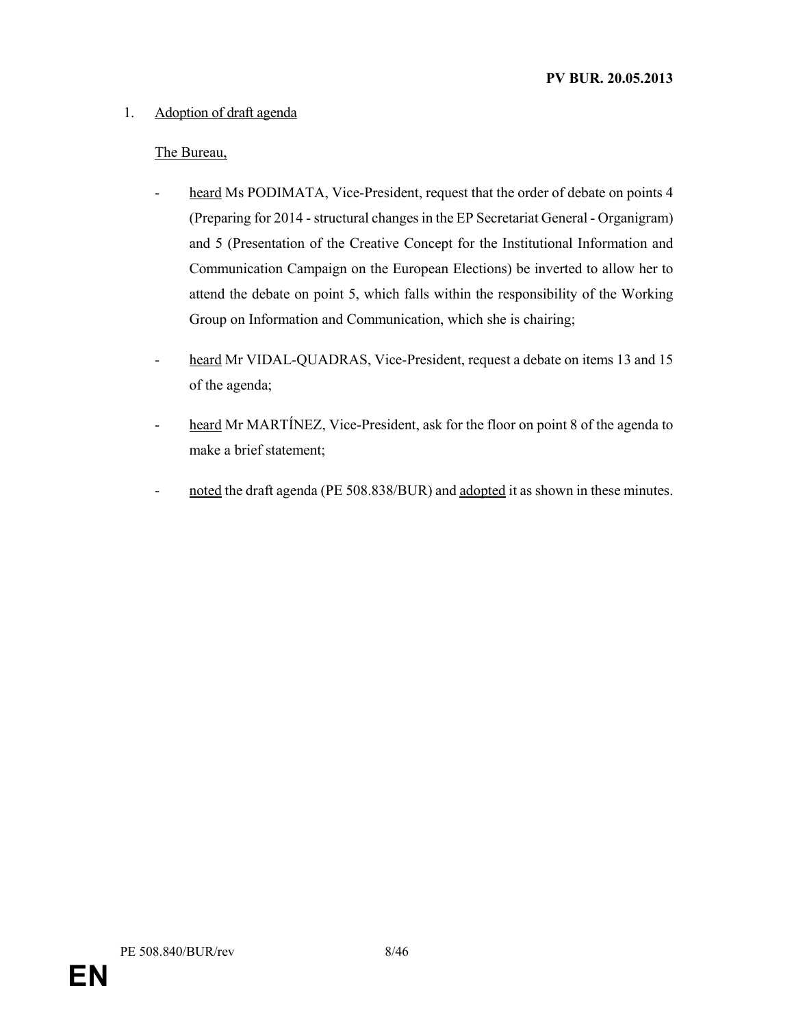1. Adoption of draft agenda

The Bureau,

- heard Ms PODIMATA, Vice-President, request that the order of debate on points 4 (Preparing for 2014 - structural changes in the EP Secretariat General - Organigram) and 5 (Presentation of the Creative Concept for the Institutional Information and Communication Campaign on the European Elections) be inverted to allow her to attend the debate on point 5, which falls within the responsibility of the Working Group on Information and Communication, which she is chairing;

- heard Mr VIDAL-QUADRAS, Vice-President, request a debate on items 13 and 15 of the agenda;

- heard Mr MARTÍNEZ, Vice-President, ask for the floor on point 8 of the agenda to make a brief statement;

- noted the draft agenda (PE 508.838/BUR) and adopted it as shown in these minutes.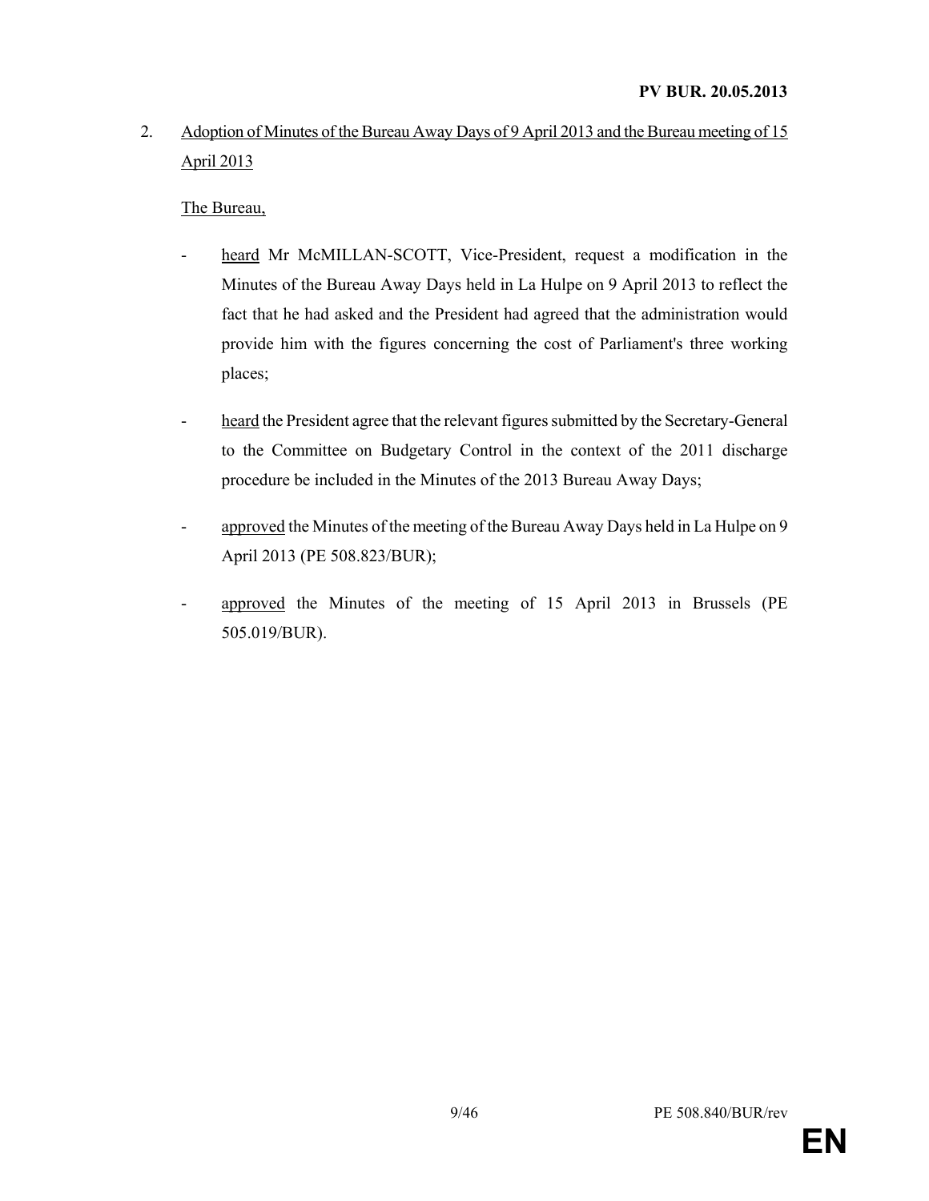2. Adoption of Minutes of the Bureau Away Days of 9 April 2013 and the Bureau meeting of 15 April 2013

The Bureau,

- heard Mr McMILLAN-SCOTT, Vice-President, request a modification in the Minutes of the Bureau Away Days held in La Hulpe on 9 April 2013 to reflect the fact that he had asked and the President had agreed that the administration would provide him with the figures concerning the cost of Parliament's three working places;

- heard the President agree that the relevant figures submitted by the Secretary-General to the Committee on Budgetary Control in the context of the 2011 discharge procedure be included in the Minutes of the 2013 Bureau Away Days;

- approved the Minutes of the meeting of the Bureau Away Days held in La Hulpe on 9 April 2013 (PE 508.823/BUR);

- approved the Minutes of the meeting of 15 April 2013 in Brussels (PE 505.019/BUR).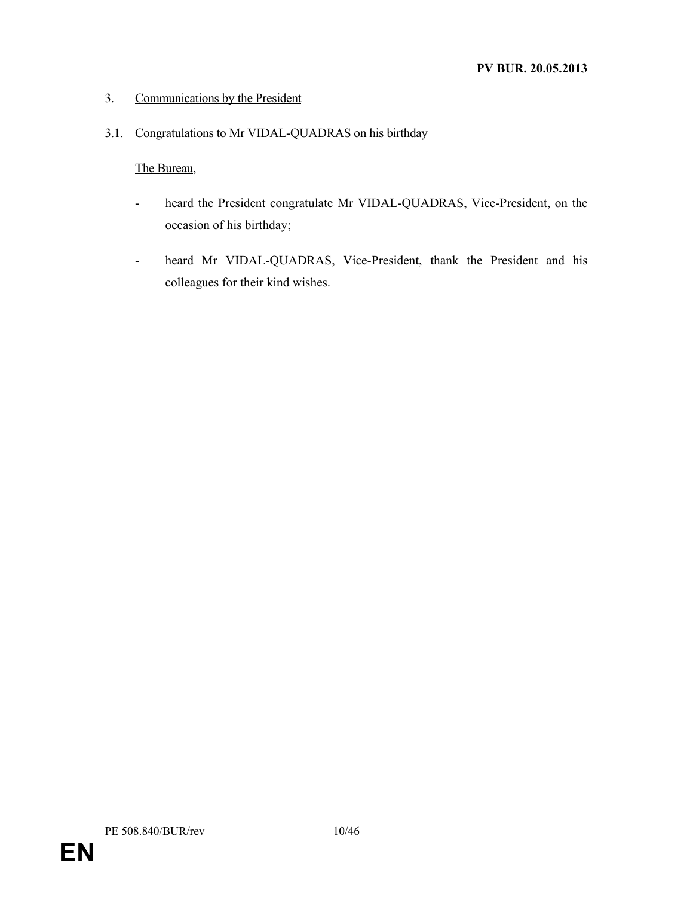3. Communications by the President

3.1. Congratulations to Mr VIDAL-QUADRAS on his birthday

The Bureau,

- heard the President congratulate Mr VIDAL-QUADRAS, Vice-President, on the occasion of his birthday;

- heard Mr VIDAL-QUADRAS, Vice-President, thank the President and his colleagues for their kind wishes.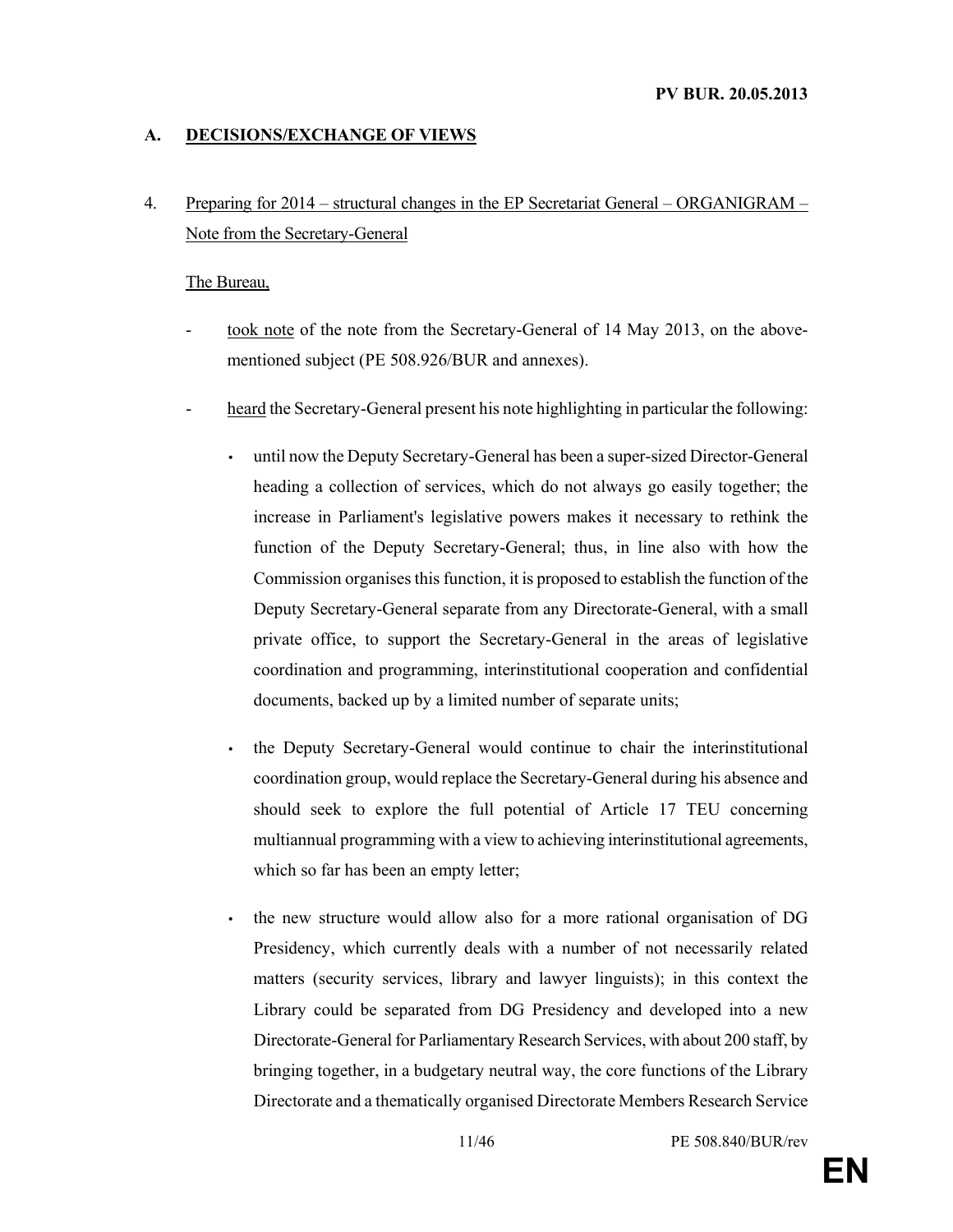## A. DECISIONS/EXCHANGE OF VIEWS

4. Preparing for 2014 – structural changes in the EP Secretariat General – ORGANIGRAM – Note from the Secretary-General

The Bureau,

- took note of the note from the Secretary-General of 14 May 2013, on the above-mentioned subject (PE 508.926/BUR and annexes).

- heard the Secretary-General present his note highlighting in particular the following:

  - until now the Deputy Secretary-General has been a super-sized Director-General heading a collection of services, which do not always go easily together; the increase in Parliament's legislative powers makes it necessary to rethink the function of the Deputy Secretary-General; thus, in line also with how the Commission organises this function, it is proposed to establish the function of the Deputy Secretary-General separate from any Directorate-General, with a small private office, to support the Secretary-General in the areas of legislative coordination and programming, interinstitutional cooperation and confidential documents, backed up by a limited number of separate units;

  - the Deputy Secretary-General would continue to chair the interinstitutional coordination group, would replace the Secretary-General during his absence and should seek to explore the full potential of Article 17 TEU concerning multiannual programming with a view to achieving interinstitutional agreements, which so far has been an empty letter;

  - the new structure would allow also for a more rational organisation of DG Presidency, which currently deals with a number of not necessarily related matters (security services, library and lawyer linguists); in this context the Library could be separated from DG Presidency and developed into a new Directorate-General for Parliamentary Research Services, with about 200 staff, by bringing together, in a budgetary neutral way, the core functions of the Library Directorate and a thematically organised Directorate Members Research Service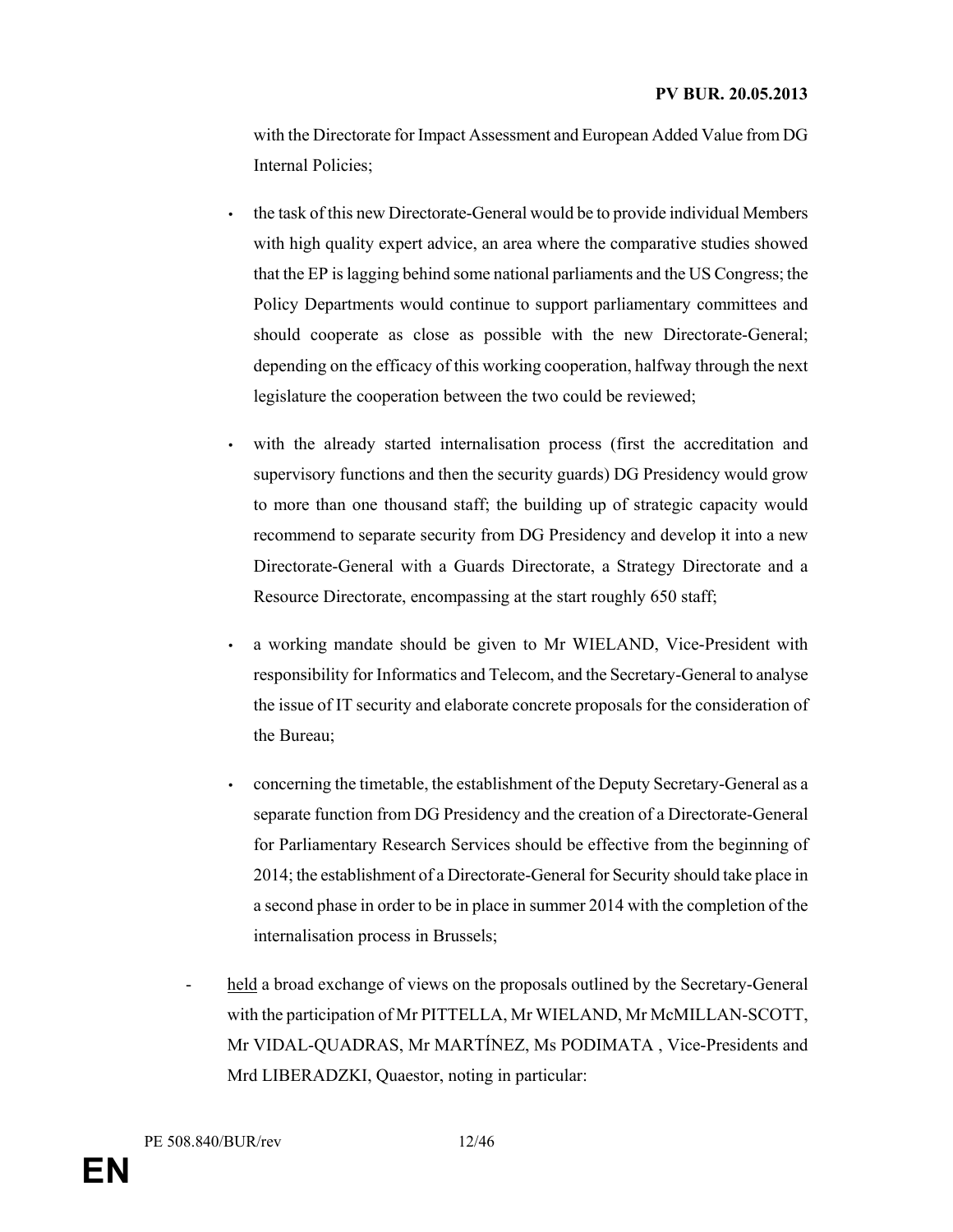with the Directorate for Impact Assessment and European Added Value from DG Internal Policies;

- the task of this new Directorate-General would be to provide individual Members with high quality expert advice, an area where the comparative studies showed that the EP is lagging behind some national parliaments and the US Congress; the Policy Departments would continue to support parliamentary committees and should cooperate as close as possible with the new Directorate-General; depending on the efficacy of this working cooperation, halfway through the next legislature the cooperation between the two could be reviewed;

- with the already started internalisation process (first the accreditation and supervisory functions and then the security guards) DG Presidency would grow to more than one thousand staff; the building up of strategic capacity would recommend to separate security from DG Presidency and develop it into a new Directorate-General with a Guards Directorate, a Strategy Directorate and a Resource Directorate, encompassing at the start roughly 650 staff;

- a working mandate should be given to Mr WIELAND, Vice-President with responsibility for Informatics and Telecom, and the Secretary-General to analyse the issue of IT security and elaborate concrete proposals for the consideration of the Bureau;

- concerning the timetable, the establishment of the Deputy Secretary-General as a separate function from DG Presidency and the creation of a Directorate-General for Parliamentary Research Services should be effective from the beginning of 2014; the establishment of a Directorate-General for Security should take place in a second phase in order to be in place in summer 2014 with the completion of the internalisation process in Brussels;

- held a broad exchange of views on the proposals outlined by the Secretary-General with the participation of Mr PITTELLA, Mr WIELAND, Mr McMILLAN-SCOTT, Mr VIDAL-QUADRAS, Mr MARTÍNEZ, Ms PODIMATA , Vice-Presidents and Mrd LIBERADZKI, Quaestor, noting in particular: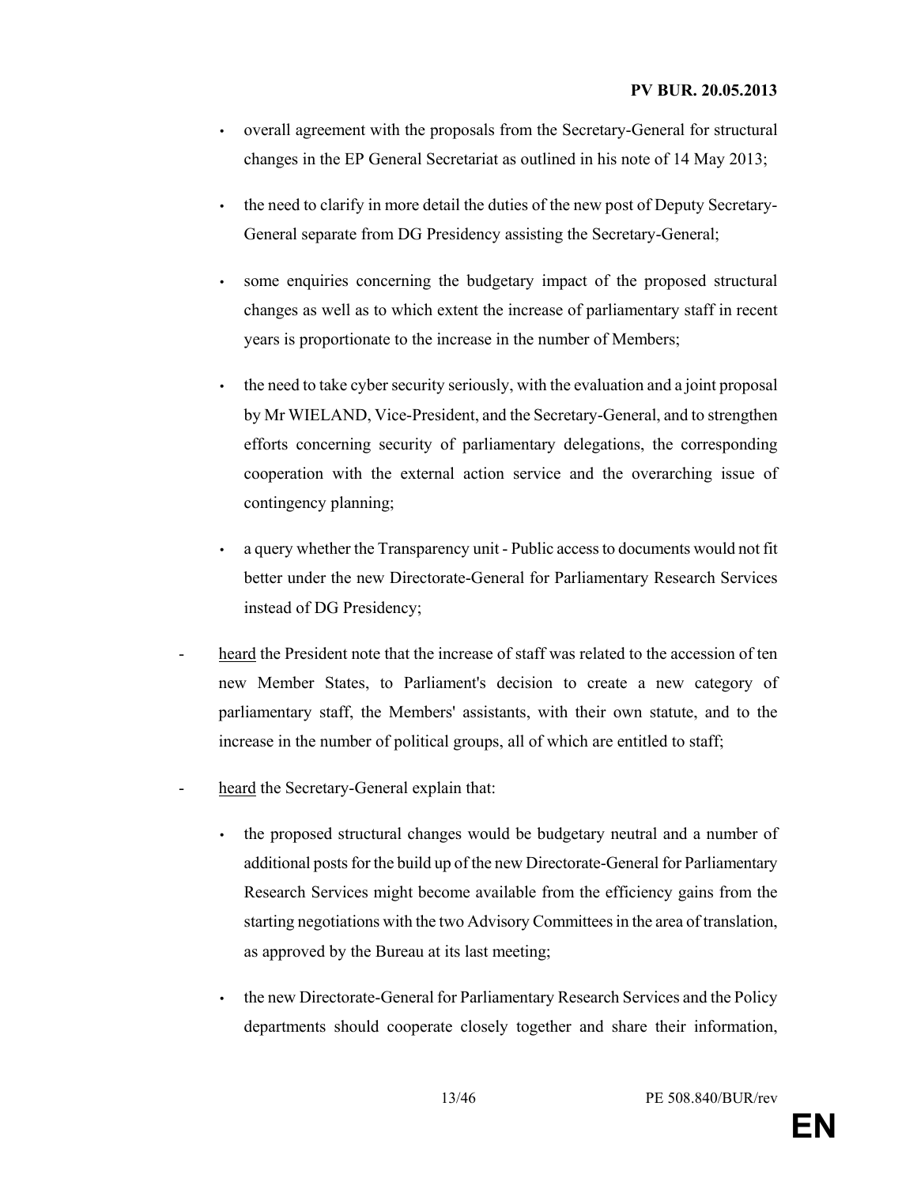- overall agreement with the proposals from the Secretary-General for structural changes in the EP General Secretariat as outlined in his note of 14 May 2013;

- the need to clarify in more detail the duties of the new post of Deputy Secretary-General separate from DG Presidency assisting the Secretary-General;

- some enquiries concerning the budgetary impact of the proposed structural changes as well as to which extent the increase of parliamentary staff in recent years is proportionate to the increase in the number of Members;

- the need to take cyber security seriously, with the evaluation and a joint proposal by Mr WIELAND, Vice-President, and the Secretary-General, and to strengthen efforts concerning security of parliamentary delegations, the corresponding cooperation with the external action service and the overarching issue of contingency planning;

- a query whether the Transparency unit - Public access to documents would not fit better under the new Directorate-General for Parliamentary Research Services instead of DG Presidency;

- heard the President note that the increase of staff was related to the accession of ten new Member States, to Parliament's decision to create a new category of parliamentary staff, the Members' assistants, with their own statute, and to the increase in the number of political groups, all of which are entitled to staff;

- heard the Secretary-General explain that:

  - the proposed structural changes would be budgetary neutral and a number of additional posts for the build up of the new Directorate-General for Parliamentary Research Services might become available from the efficiency gains from the starting negotiations with the two Advisory Committees in the area of translation, as approved by the Bureau at its last meeting;

  - the new Directorate-General for Parliamentary Research Services and the Policy departments should cooperate closely together and share their information,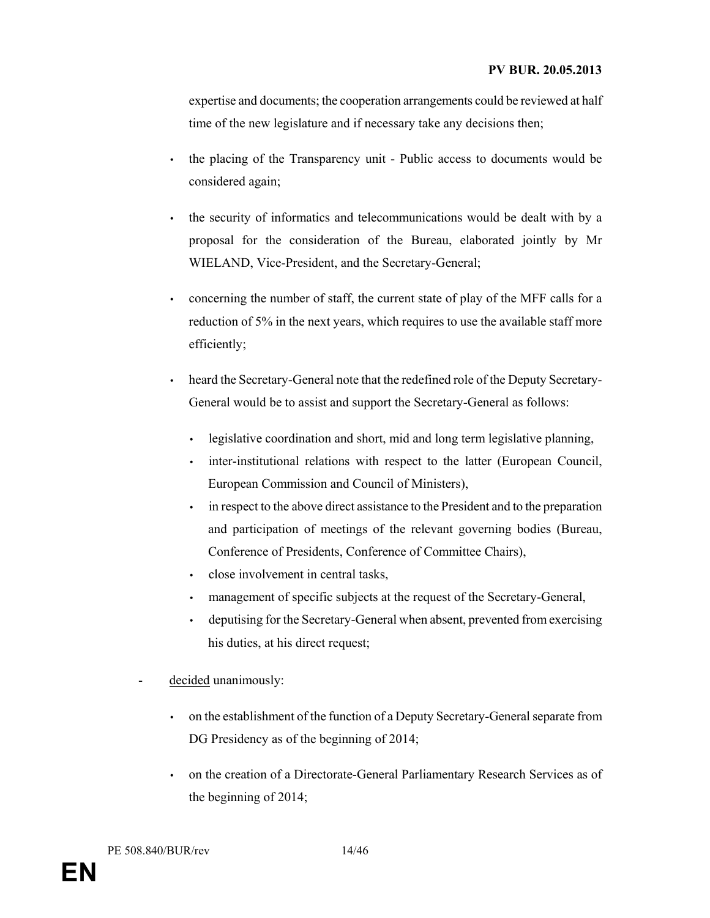expertise and documents; the cooperation arrangements could be reviewed at half time of the new legislature and if necessary take any decisions then;

- the placing of the Transparency unit - Public access to documents would be considered again;

- the security of informatics and telecommunications would be dealt with by a proposal for the consideration of the Bureau, elaborated jointly by Mr WIELAND, Vice-President, and the Secretary-General;

- concerning the number of staff, the current state of play of the MFF calls for a reduction of 5% in the next years, which requires to use the available staff more efficiently;

- heard the Secretary-General note that the redefined role of the Deputy Secretary-General would be to assist and support the Secretary-General as follows:

  - legislative coordination and short, mid and long term legislative planning,
  - inter-institutional relations with respect to the latter (European Council, European Commission and Council of Ministers),
  - in respect to the above direct assistance to the President and to the preparation and participation of meetings of the relevant governing bodies (Bureau, Conference of Presidents, Conference of Committee Chairs),
  - close involvement in central tasks,
  - management of specific subjects at the request of the Secretary-General,
  - deputising for the Secretary-General when absent, prevented from exercising his duties, at his direct request;

- <u>decided</u> unanimously:

  - on the establishment of the function of a Deputy Secretary-General separate from DG Presidency as of the beginning of 2014;

  - on the creation of a Directorate-General Parliamentary Research Services as of the beginning of 2014;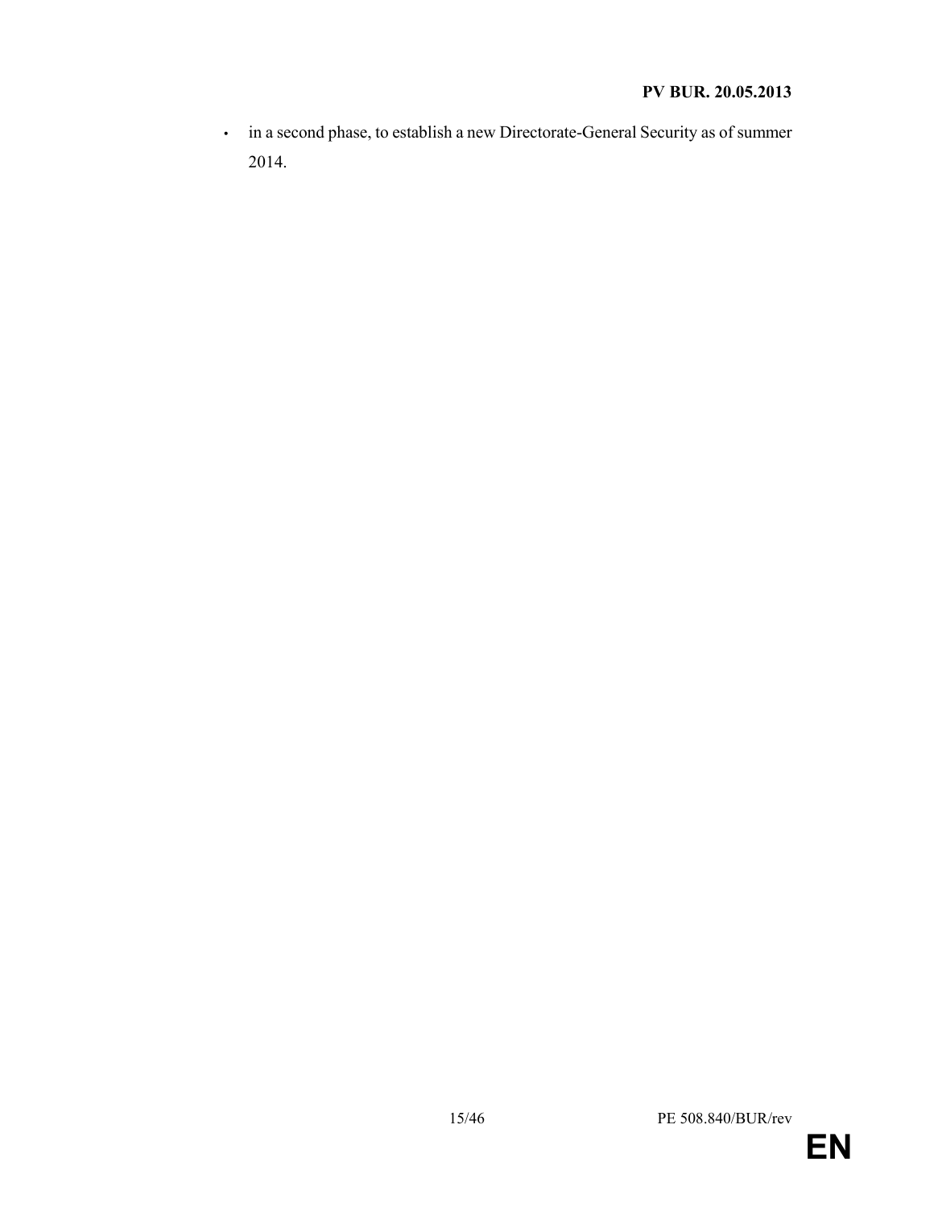- in a second phase, to establish a new Directorate-General Security as of summer 2014.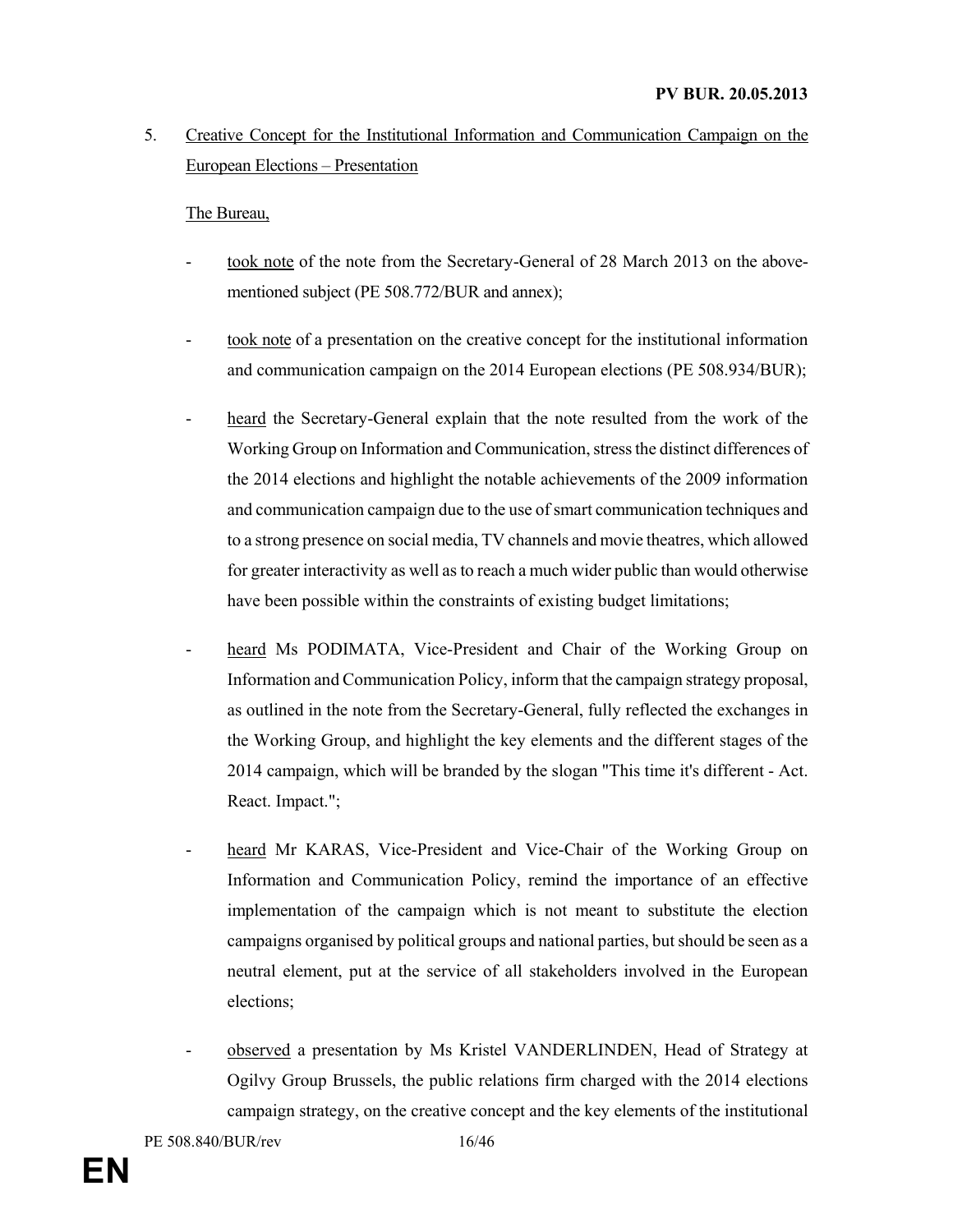5. Creative Concept for the Institutional Information and Communication Campaign on the European Elections – Presentation

The Bureau,

- took note of the note from the Secretary-General of 28 March 2013 on the above-mentioned subject (PE 508.772/BUR and annex);

- took note of a presentation on the creative concept for the institutional information and communication campaign on the 2014 European elections (PE 508.934/BUR);

- heard the Secretary-General explain that the note resulted from the work of the Working Group on Information and Communication, stress the distinct differences of the 2014 elections and highlight the notable achievements of the 2009 information and communication campaign due to the use of smart communication techniques and to a strong presence on social media, TV channels and movie theatres, which allowed for greater interactivity as well as to reach a much wider public than would otherwise have been possible within the constraints of existing budget limitations;

- heard Ms PODIMATA, Vice-President and Chair of the Working Group on Information and Communication Policy, inform that the campaign strategy proposal, as outlined in the note from the Secretary-General, fully reflected the exchanges in the Working Group, and highlight the key elements and the different stages of the 2014 campaign, which will be branded by the slogan "This time it's different - Act. React. Impact.";

- heard Mr KARAS, Vice-President and Vice-Chair of the Working Group on Information and Communication Policy, remind the importance of an effective implementation of the campaign which is not meant to substitute the election campaigns organised by political groups and national parties, but should be seen as a neutral element, put at the service of all stakeholders involved in the European elections;

- observed a presentation by Ms Kristel VANDERLINDEN, Head of Strategy at Ogilvy Group Brussels, the public relations firm charged with the 2014 elections campaign strategy, on the creative concept and the key elements of the institutional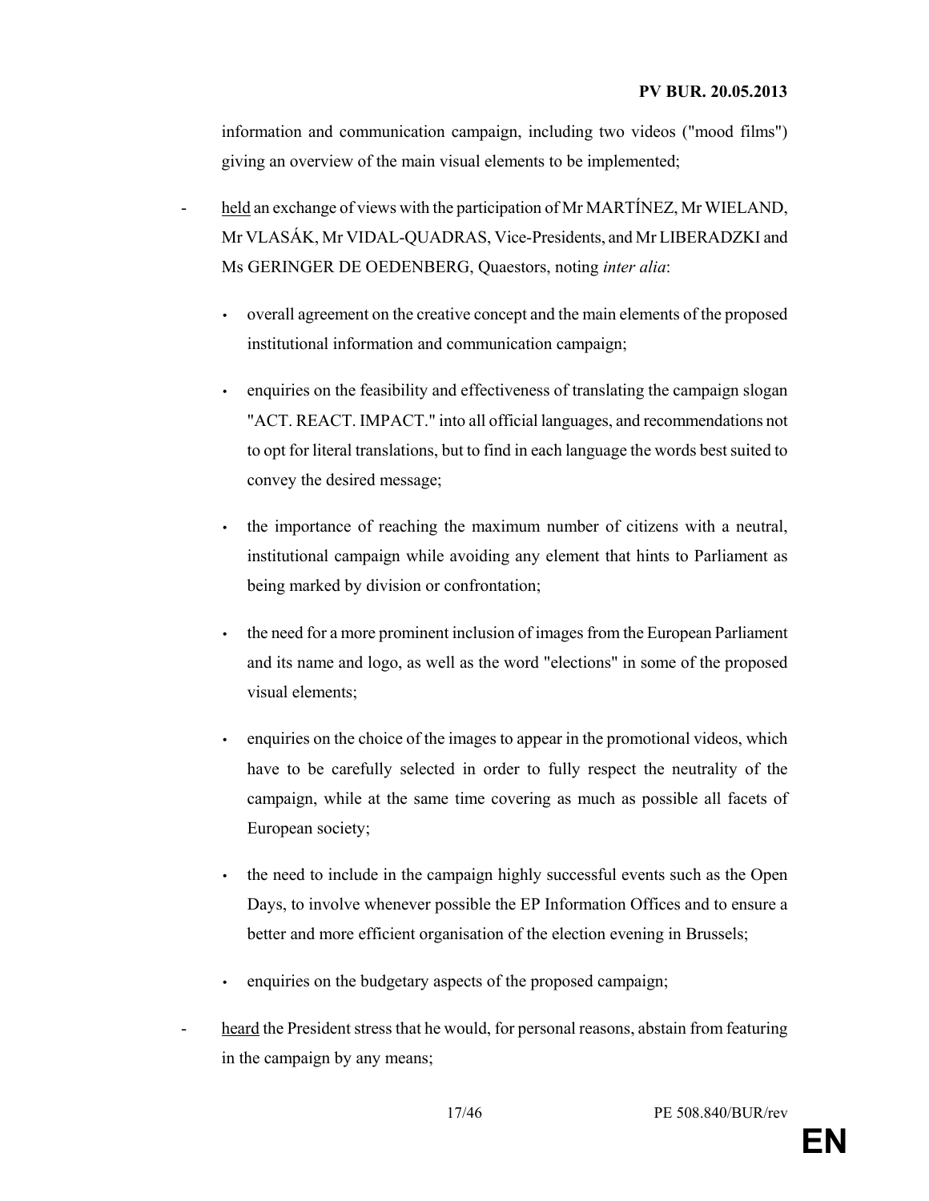information and communication campaign, including two videos ("mood films") giving an overview of the main visual elements to be implemented;

- held an exchange of views with the participation of Mr MARTÍNEZ, Mr WIELAND, Mr VLASÁK, Mr VIDAL-QUADRAS, Vice-Presidents, and Mr LIBERADZKI and Ms GERINGER DE OEDENBERG, Quaestors, noting *inter alia*:

    - overall agreement on the creative concept and the main elements of the proposed institutional information and communication campaign;

    - enquiries on the feasibility and effectiveness of translating the campaign slogan "ACT. REACT. IMPACT." into all official languages, and recommendations not to opt for literal translations, but to find in each language the words best suited to convey the desired message;

    - the importance of reaching the maximum number of citizens with a neutral, institutional campaign while avoiding any element that hints to Parliament as being marked by division or confrontation;

    - the need for a more prominent inclusion of images from the European Parliament and its name and logo, as well as the word "elections" in some of the proposed visual elements;

    - enquiries on the choice of the images to appear in the promotional videos, which have to be carefully selected in order to fully respect the neutrality of the campaign, while at the same time covering as much as possible all facets of European society;

    - the need to include in the campaign highly successful events such as the Open Days, to involve whenever possible the EP Information Offices and to ensure a better and more efficient organisation of the election evening in Brussels;

    - enquiries on the budgetary aspects of the proposed campaign;

- heard the President stress that he would, for personal reasons, abstain from featuring in the campaign by any means;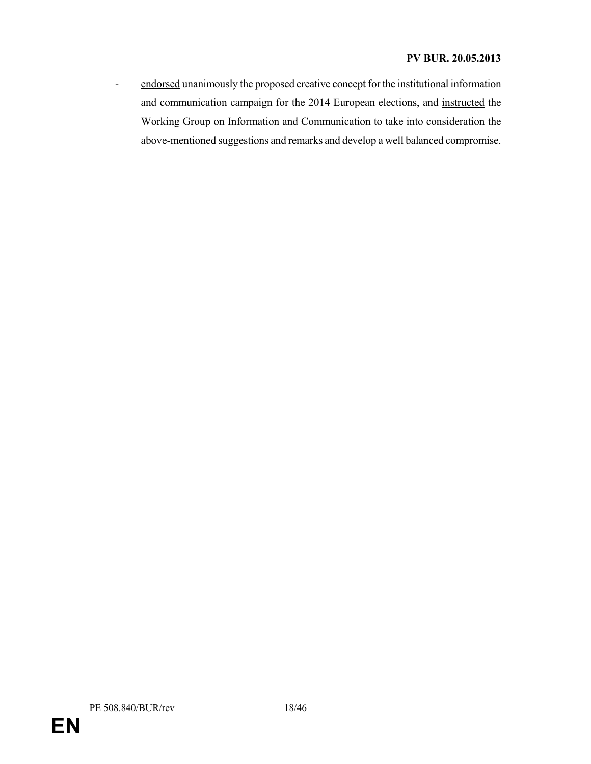- endorsed unanimously the proposed creative concept for the institutional information and communication campaign for the 2014 European elections, and instructed the Working Group on Information and Communication to take into consideration the above-mentioned suggestions and remarks and develop a well balanced compromise.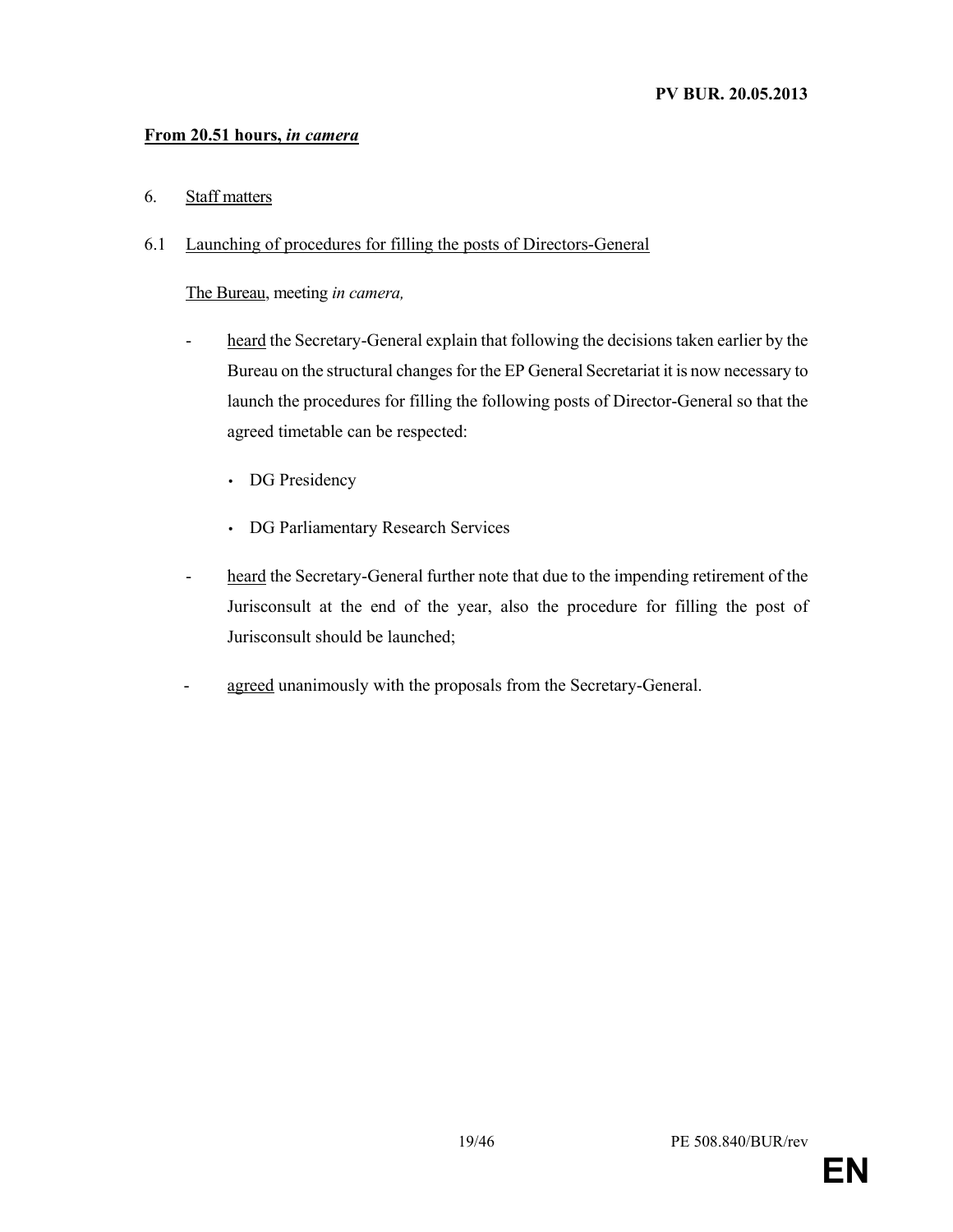**From 20.51 hours, *in camera***

6. Staff matters

6.1 Launching of procedures for filling the posts of Directors-General

The Bureau, meeting *in camera,*

- heard the Secretary-General explain that following the decisions taken earlier by the Bureau on the structural changes for the EP General Secretariat it is now necessary to launch the procedures for filling the following posts of Director-General so that the agreed timetable can be respected:

  - DG Presidency
  - DG Parliamentary Research Services

- heard the Secretary-General further note that due to the impending retirement of the Jurisconsult at the end of the year, also the procedure for filling the post of Jurisconsult should be launched;

- agreed unanimously with the proposals from the Secretary-General.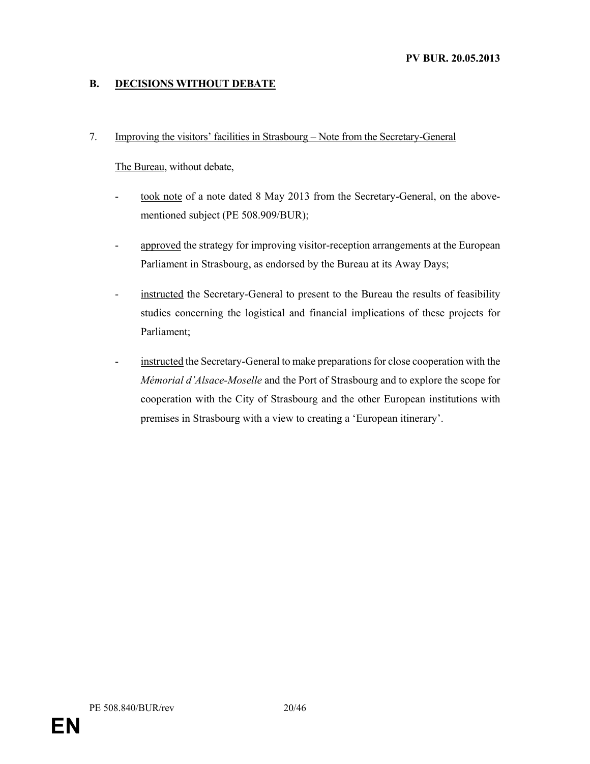## B. DECISIONS WITHOUT DEBATE

7. Improving the visitors' facilities in Strasbourg – Note from the Secretary-General

The Bureau, without debate,

- took note of a note dated 8 May 2013 from the Secretary-General, on the above-mentioned subject (PE 508.909/BUR);

- approved the strategy for improving visitor-reception arrangements at the European Parliament in Strasbourg, as endorsed by the Bureau at its Away Days;

- instructed the Secretary-General to present to the Bureau the results of feasibility studies concerning the logistical and financial implications of these projects for Parliament;

- instructed the Secretary-General to make preparations for close cooperation with the *Mémorial d'Alsace-Moselle* and the Port of Strasbourg and to explore the scope for cooperation with the City of Strasbourg and the other European institutions with premises in Strasbourg with a view to creating a 'European itinerary'.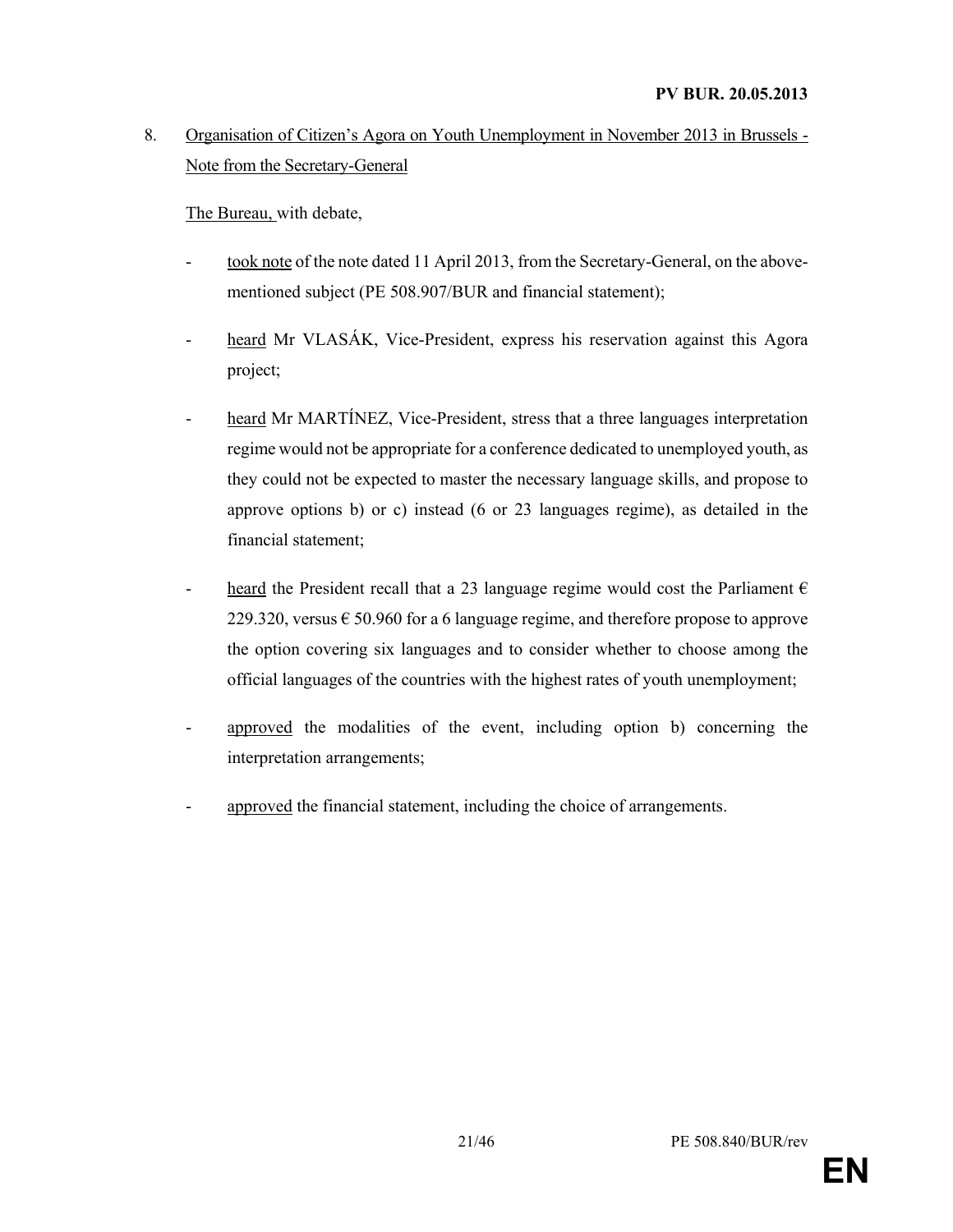8. Organisation of Citizen's Agora on Youth Unemployment in November 2013 in Brussels - Note from the Secretary-General

The Bureau, with debate,

- took note of the note dated 11 April 2013, from the Secretary-General, on the above-mentioned subject (PE 508.907/BUR and financial statement);

- heard Mr VLASÁK, Vice-President, express his reservation against this Agora project;

- heard Mr MARTÍNEZ, Vice-President, stress that a three languages interpretation regime would not be appropriate for a conference dedicated to unemployed youth, as they could not be expected to master the necessary language skills, and propose to approve options b) or c) instead (6 or 23 languages regime), as detailed in the financial statement;

- heard the President recall that a 23 language regime would cost the Parliament € 229.320, versus € 50.960 for a 6 language regime, and therefore propose to approve the option covering six languages and to consider whether to choose among the official languages of the countries with the highest rates of youth unemployment;

- approved the modalities of the event, including option b) concerning the interpretation arrangements;

- approved the financial statement, including the choice of arrangements.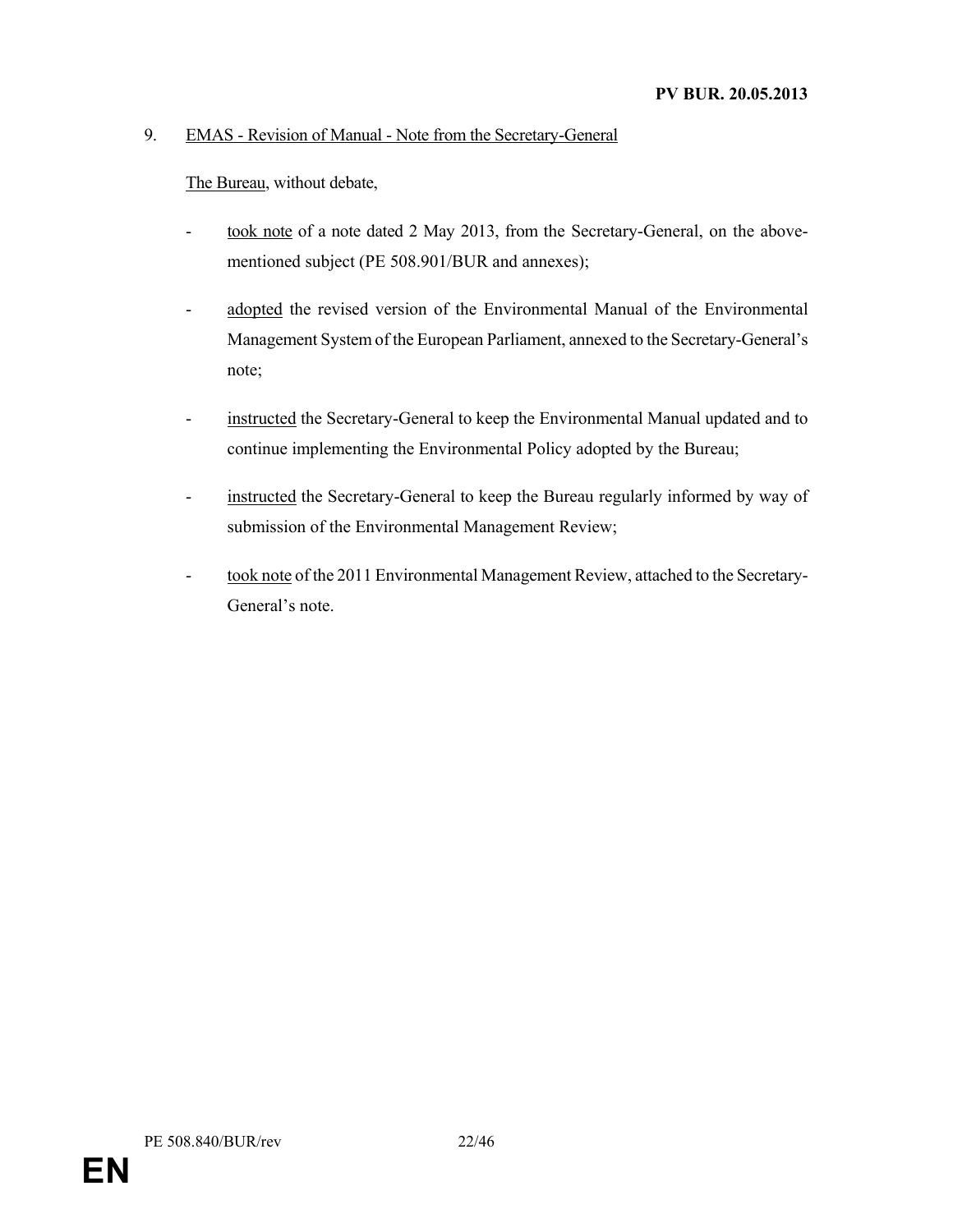9. <u>EMAS - Revision of Manual - Note from the Secretary-General</u>

<u>The Bureau</u>, without debate,

- <u>took note</u> of a note dated 2 May 2013, from the Secretary-General, on the above-mentioned subject (PE 508.901/BUR and annexes);

- <u>adopted</u> the revised version of the Environmental Manual of the Environmental Management System of the European Parliament, annexed to the Secretary-General's note;

- <u>instructed</u> the Secretary-General to keep the Environmental Manual updated and to continue implementing the Environmental Policy adopted by the Bureau;

- <u>instructed</u> the Secretary-General to keep the Bureau regularly informed by way of submission of the Environmental Management Review;

- <u>took note</u> of the 2011 Environmental Management Review, attached to the Secretary-General's note.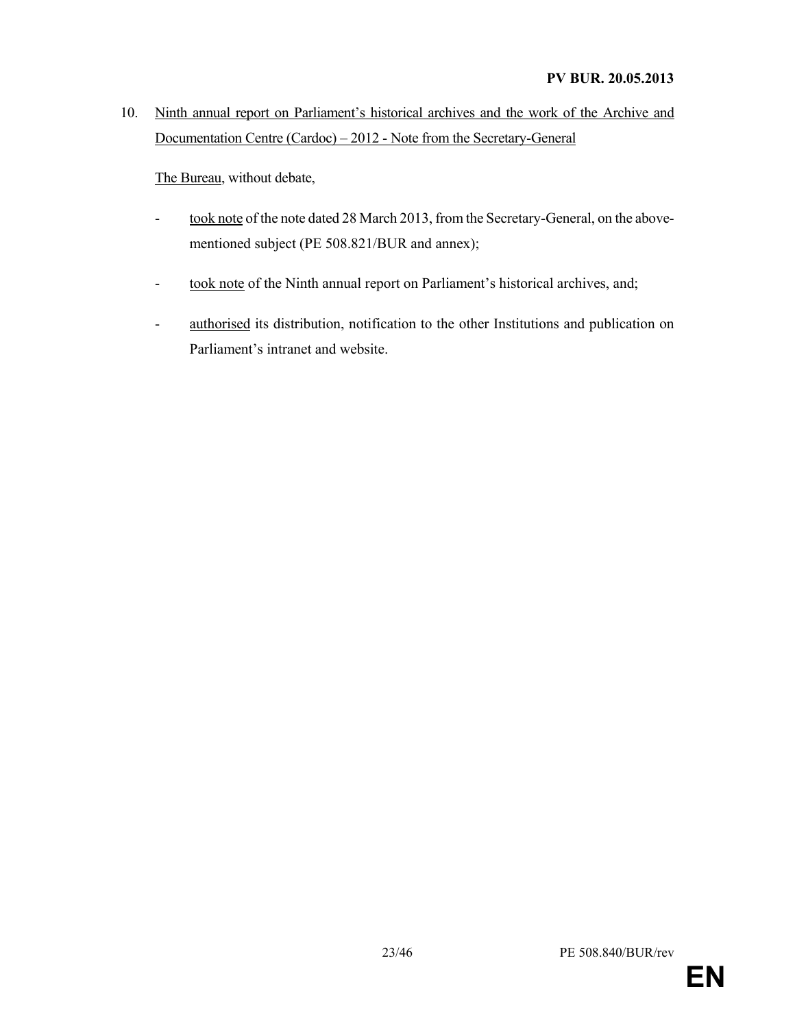10. Ninth annual report on Parliament's historical archives and the work of the Archive and Documentation Centre (Cardoc) – 2012 - Note from the Secretary-General

The Bureau, without debate,

- took note of the note dated 28 March 2013, from the Secretary-General, on the above-mentioned subject (PE 508.821/BUR and annex);

- took note of the Ninth annual report on Parliament's historical archives, and;

- authorised its distribution, notification to the other Institutions and publication on Parliament's intranet and website.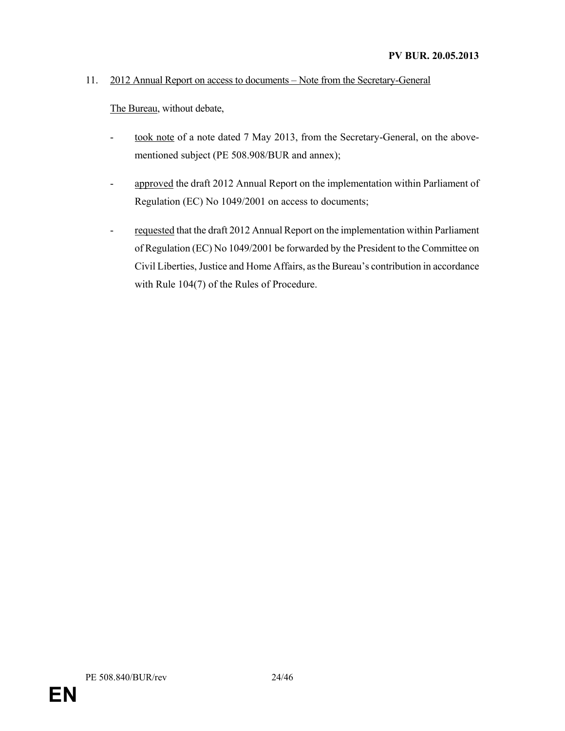11. 2012 Annual Report on access to documents – Note from the Secretary-General

The Bureau, without debate,

- took note of a note dated 7 May 2013, from the Secretary-General, on the above-mentioned subject (PE 508.908/BUR and annex);

- approved the draft 2012 Annual Report on the implementation within Parliament of Regulation (EC) No 1049/2001 on access to documents;

- requested that the draft 2012 Annual Report on the implementation within Parliament of Regulation (EC) No 1049/2001 be forwarded by the President to the Committee on Civil Liberties, Justice and Home Affairs, as the Bureau's contribution in accordance with Rule 104(7) of the Rules of Procedure.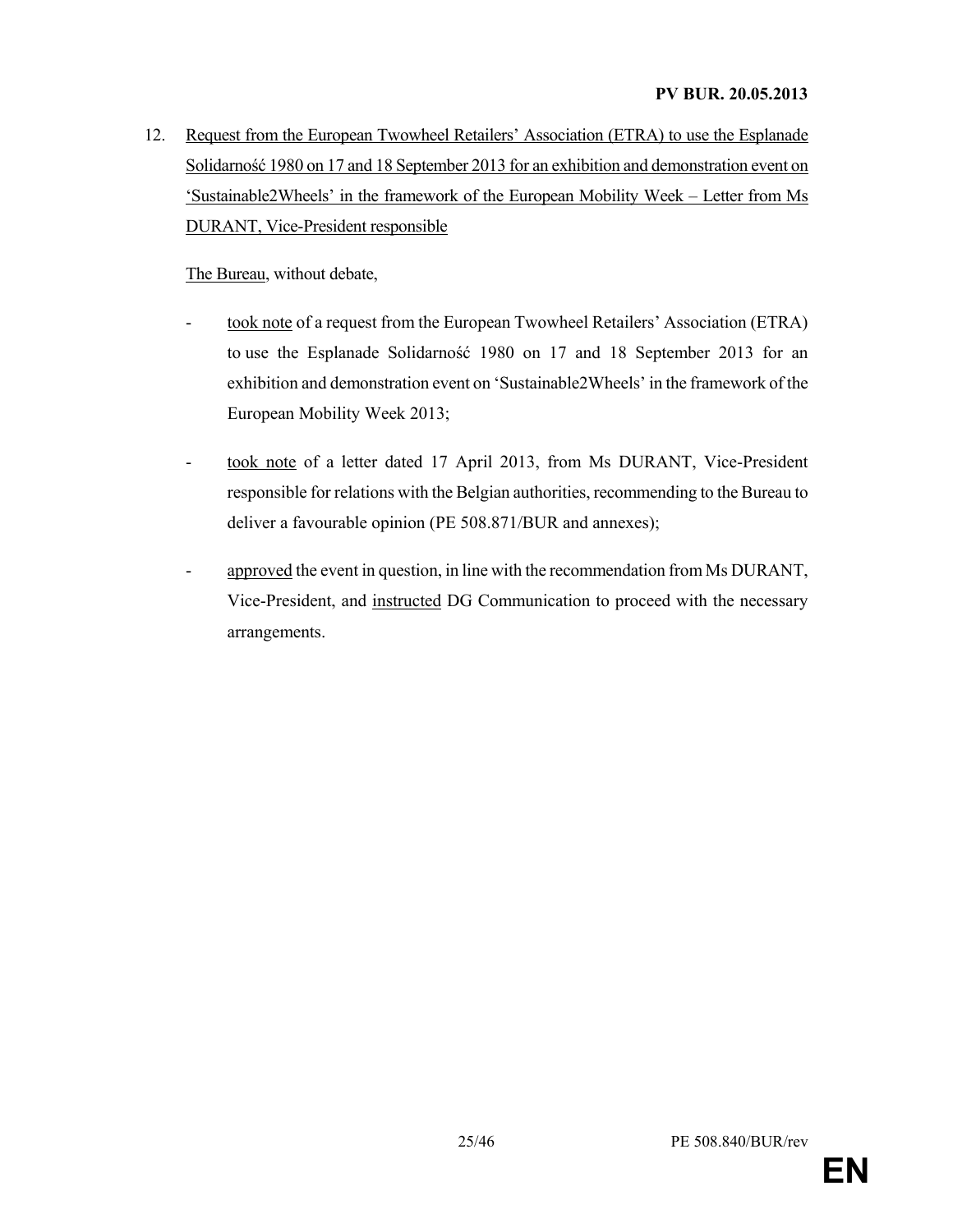12. Request from the European Twowheel Retailers' Association (ETRA) to use the Esplanade Solidarność 1980 on 17 and 18 September 2013 for an exhibition and demonstration event on 'Sustainable2Wheels' in the framework of the European Mobility Week – Letter from Ms DURANT, Vice-President responsible

The Bureau, without debate,

- took note of a request from the European Twowheel Retailers' Association (ETRA) to use the Esplanade Solidarność 1980 on 17 and 18 September 2013 for an exhibition and demonstration event on 'Sustainable2Wheels' in the framework of the European Mobility Week 2013;

- took note of a letter dated 17 April 2013, from Ms DURANT, Vice-President responsible for relations with the Belgian authorities, recommending to the Bureau to deliver a favourable opinion (PE 508.871/BUR and annexes);

- approved the event in question, in line with the recommendation from Ms DURANT, Vice-President, and instructed DG Communication to proceed with the necessary arrangements.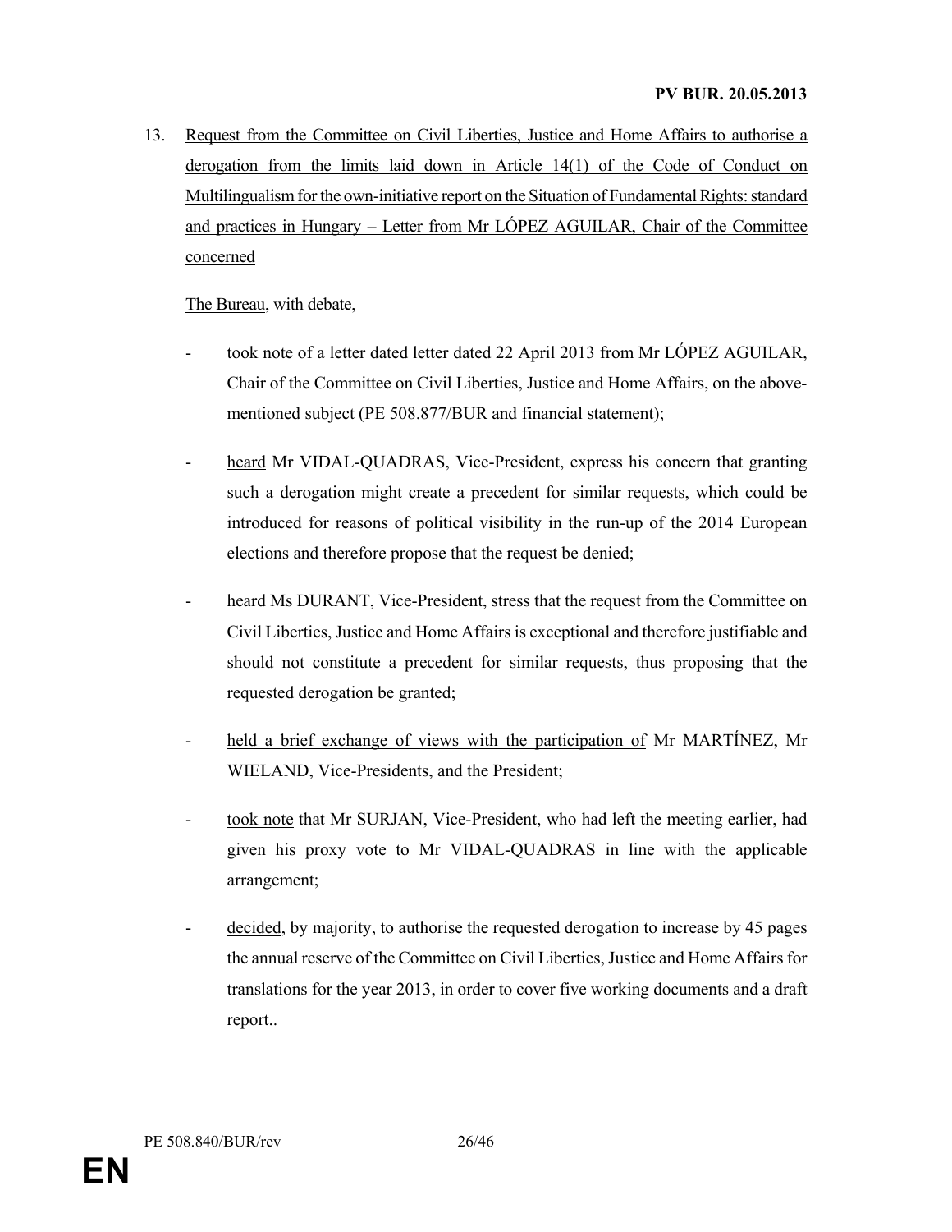13. Request from the Committee on Civil Liberties, Justice and Home Affairs to authorise a derogation from the limits laid down in Article 14(1) of the Code of Conduct on Multilingualism for the own-initiative report on the Situation of Fundamental Rights: standard and practices in Hungary – Letter from Mr LÓPEZ AGUILAR, Chair of the Committee concerned

The Bureau, with debate,

- took note of a letter dated letter dated 22 April 2013 from Mr LÓPEZ AGUILAR, Chair of the Committee on Civil Liberties, Justice and Home Affairs, on the above-mentioned subject (PE 508.877/BUR and financial statement);

- heard Mr VIDAL-QUADRAS, Vice-President, express his concern that granting such a derogation might create a precedent for similar requests, which could be introduced for reasons of political visibility in the run-up of the 2014 European elections and therefore propose that the request be denied;

- heard Ms DURANT, Vice-President, stress that the request from the Committee on Civil Liberties, Justice and Home Affairs is exceptional and therefore justifiable and should not constitute a precedent for similar requests, thus proposing that the requested derogation be granted;

- held a brief exchange of views with the participation of Mr MARTÍNEZ, Mr WIELAND, Vice-Presidents, and the President;

- took note that Mr SURJAN, Vice-President, who had left the meeting earlier, had given his proxy vote to Mr VIDAL-QUADRAS in line with the applicable arrangement;

- decided, by majority, to authorise the requested derogation to increase by 45 pages the annual reserve of the Committee on Civil Liberties, Justice and Home Affairs for translations for the year 2013, in order to cover five working documents and a draft report..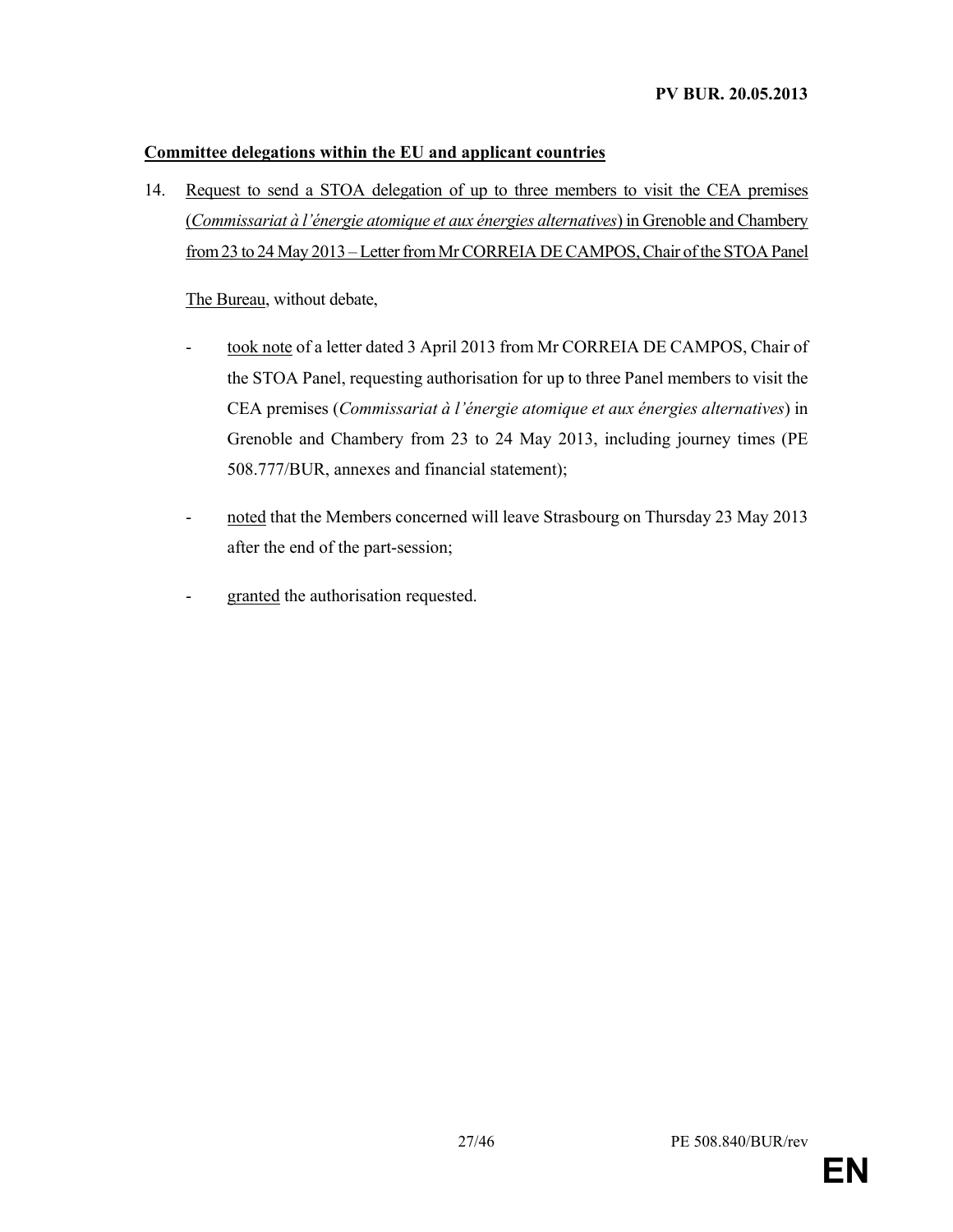**Committee delegations within the EU and applicant countries**

14. Request to send a STOA delegation of up to three members to visit the CEA premises (*Commissariat à l'énergie atomique et aux énergies alternatives*) in Grenoble and Chambery from 23 to 24 May 2013 – Letter from Mr CORREIA DE CAMPOS, Chair of the STOA Panel

    The Bureau, without debate,

    - took note of a letter dated 3 April 2013 from Mr CORREIA DE CAMPOS, Chair of the STOA Panel, requesting authorisation for up to three Panel members to visit the CEA premises (*Commissariat à l'énergie atomique et aux énergies alternatives*) in Grenoble and Chambery from 23 to 24 May 2013, including journey times (PE 508.777/BUR, annexes and financial statement);

    - noted that the Members concerned will leave Strasbourg on Thursday 23 May 2013 after the end of the part-session;

    - granted the authorisation requested.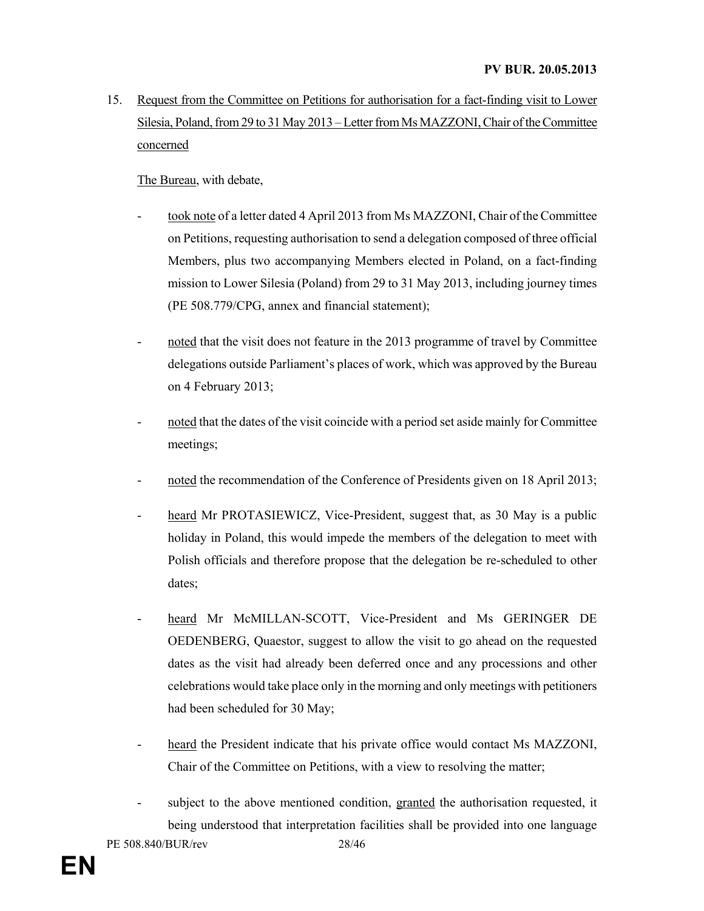15. Request from the Committee on Petitions for authorisation for a fact-finding visit to Lower Silesia, Poland, from 29 to 31 May 2013 – Letter from Ms MAZZONI, Chair of the Committee concerned

The Bureau, with debate,

- took note of a letter dated 4 April 2013 from Ms MAZZONI, Chair of the Committee on Petitions, requesting authorisation to send a delegation composed of three official Members, plus two accompanying Members elected in Poland, on a fact-finding mission to Lower Silesia (Poland) from 29 to 31 May 2013, including journey times (PE 508.779/CPG, annex and financial statement);

- noted that the visit does not feature in the 2013 programme of travel by Committee delegations outside Parliament's places of work, which was approved by the Bureau on 4 February 2013;

- noted that the dates of the visit coincide with a period set aside mainly for Committee meetings;

- noted the recommendation of the Conference of Presidents given on 18 April 2013;

- heard Mr PROTASIEWICZ, Vice-President, suggest that, as 30 May is a public holiday in Poland, this would impede the members of the delegation to meet with Polish officials and therefore propose that the delegation be re-scheduled to other dates;

- heard Mr McMILLAN-SCOTT, Vice-President and Ms GERINGER DE OEDENBERG, Quaestor, suggest to allow the visit to go ahead on the requested dates as the visit had already been deferred once and any processions and other celebrations would take place only in the morning and only meetings with petitioners had been scheduled for 30 May;

- heard the President indicate that his private office would contact Ms MAZZONI, Chair of the Committee on Petitions, with a view to resolving the matter;

- subject to the above mentioned condition, granted the authorisation requested, it being understood that interpretation facilities shall be provided into one language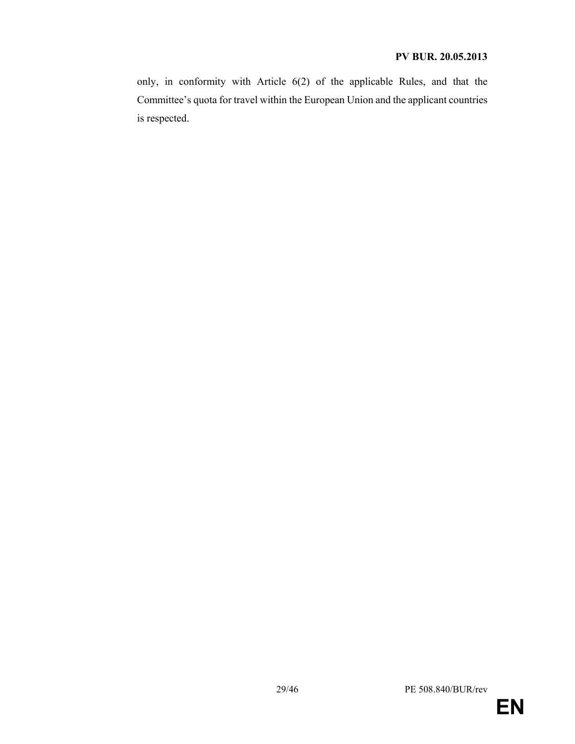only, in conformity with Article 6(2) of the applicable Rules, and that the Committee's quota for travel within the European Union and the applicant countries is respected.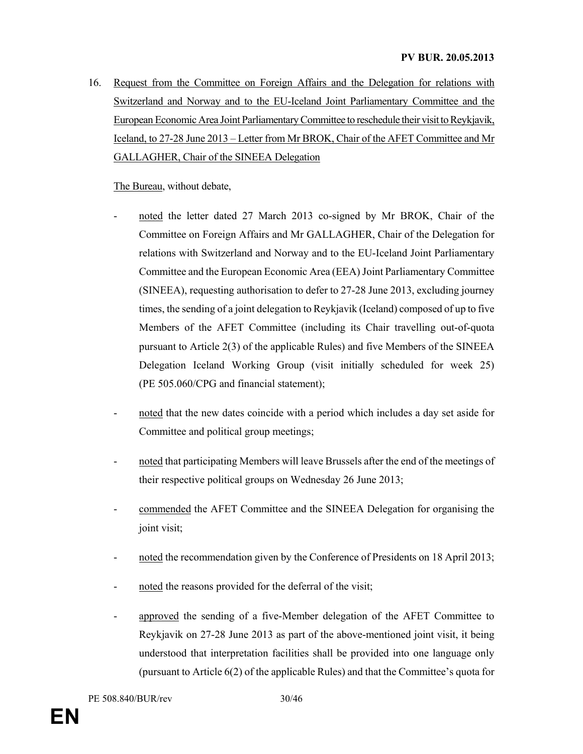16. Request from the Committee on Foreign Affairs and the Delegation for relations with Switzerland and Norway and to the EU-Iceland Joint Parliamentary Committee and the European Economic Area Joint Parliamentary Committee to reschedule their visit to Reykjavik, Iceland, to 27-28 June 2013 – Letter from Mr BROK, Chair of the AFET Committee and Mr GALLAGHER, Chair of the SINEEA Delegation

The Bureau, without debate,

- noted the letter dated 27 March 2013 co-signed by Mr BROK, Chair of the Committee on Foreign Affairs and Mr GALLAGHER, Chair of the Delegation for relations with Switzerland and Norway and to the EU-Iceland Joint Parliamentary Committee and the European Economic Area (EEA) Joint Parliamentary Committee (SINEEA), requesting authorisation to defer to 27-28 June 2013, excluding journey times, the sending of a joint delegation to Reykjavik (Iceland) composed of up to five Members of the AFET Committee (including its Chair travelling out-of-quota pursuant to Article 2(3) of the applicable Rules) and five Members of the SINEEA Delegation Iceland Working Group (visit initially scheduled for week 25) (PE 505.060/CPG and financial statement);

- noted that the new dates coincide with a period which includes a day set aside for Committee and political group meetings;

- noted that participating Members will leave Brussels after the end of the meetings of their respective political groups on Wednesday 26 June 2013;

- commended the AFET Committee and the SINEEA Delegation for organising the joint visit;

- noted the recommendation given by the Conference of Presidents on 18 April 2013;

- noted the reasons provided for the deferral of the visit;

- approved the sending of a five-Member delegation of the AFET Committee to Reykjavik on 27-28 June 2013 as part of the above-mentioned joint visit, it being understood that interpretation facilities shall be provided into one language only (pursuant to Article 6(2) of the applicable Rules) and that the Committee's quota for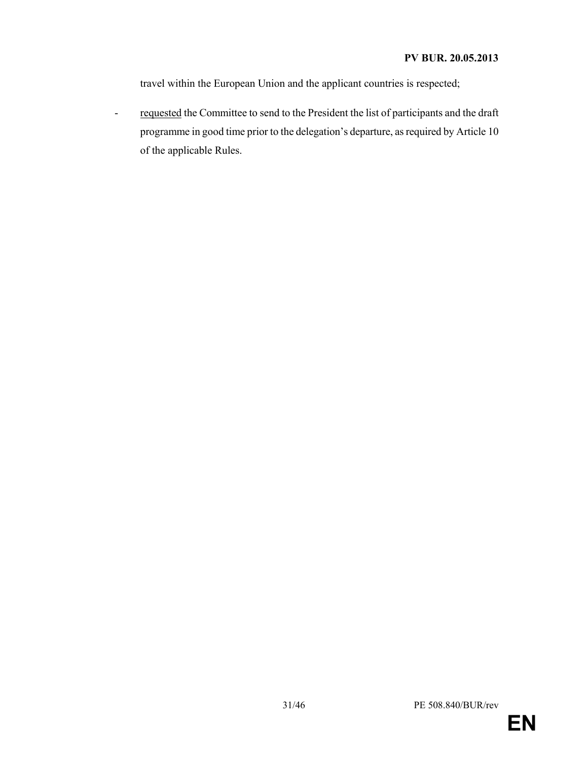travel within the European Union and the applicant countries is respected;

- requested the Committee to send to the President the list of participants and the draft programme in good time prior to the delegation's departure, as required by Article 10 of the applicable Rules.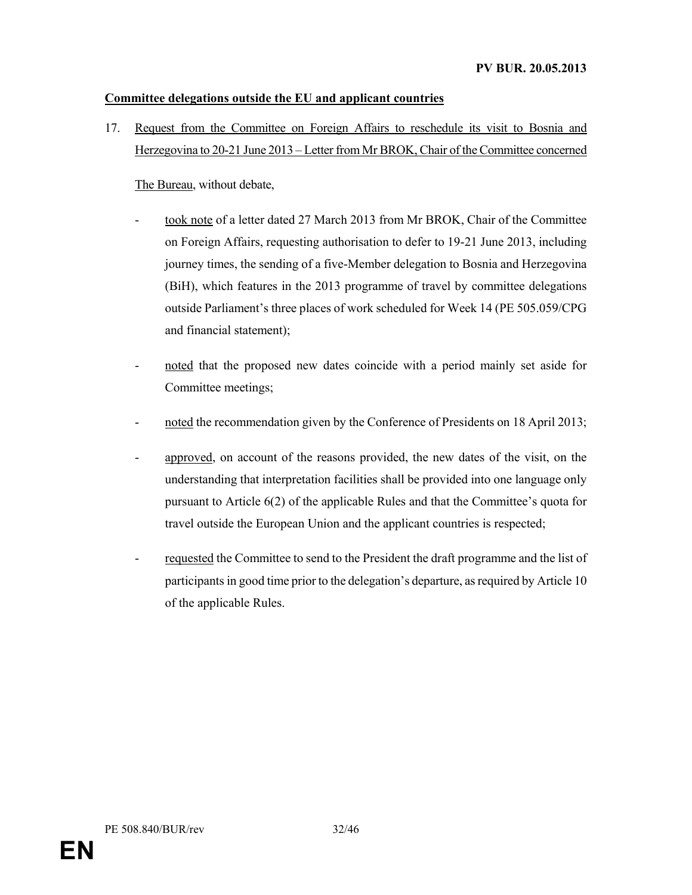**Committee delegations outside the EU and applicant countries**

17. Request from the Committee on Foreign Affairs to reschedule its visit to Bosnia and Herzegovina to 20-21 June 2013 – Letter from Mr BROK, Chair of the Committee concerned

The Bureau, without debate,

- took note of a letter dated 27 March 2013 from Mr BROK, Chair of the Committee on Foreign Affairs, requesting authorisation to defer to 19-21 June 2013, including journey times, the sending of a five-Member delegation to Bosnia and Herzegovina (BiH), which features in the 2013 programme of travel by committee delegations outside Parliament's three places of work scheduled for Week 14 (PE 505.059/CPG and financial statement);

- noted that the proposed new dates coincide with a period mainly set aside for Committee meetings;

- noted the recommendation given by the Conference of Presidents on 18 April 2013;

- approved, on account of the reasons provided, the new dates of the visit, on the understanding that interpretation facilities shall be provided into one language only pursuant to Article 6(2) of the applicable Rules and that the Committee's quota for travel outside the European Union and the applicant countries is respected;

- requested the Committee to send to the President the draft programme and the list of participants in good time prior to the delegation's departure, as required by Article 10 of the applicable Rules.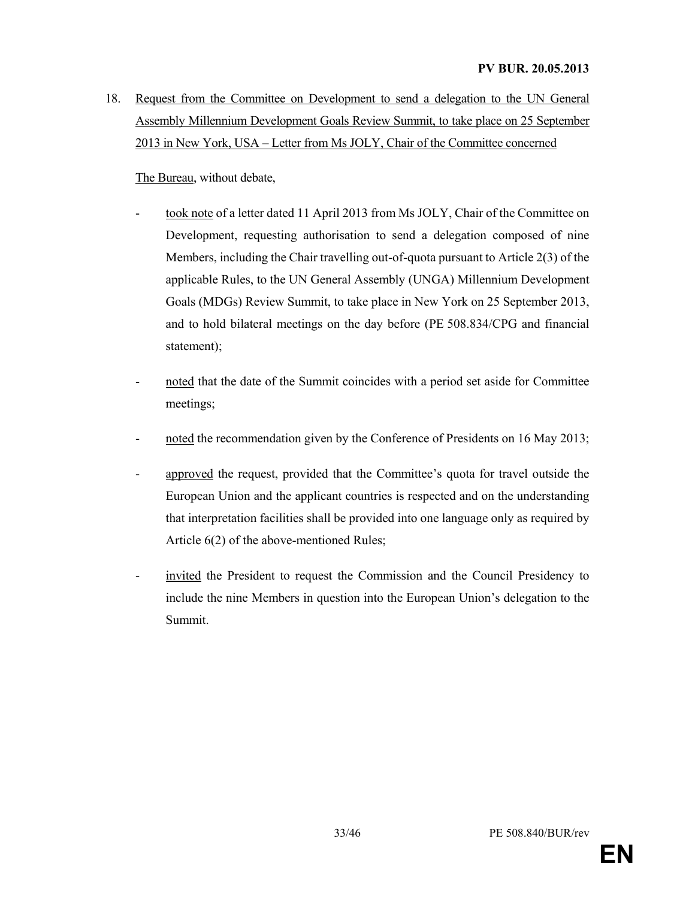18. Request from the Committee on Development to send a delegation to the UN General Assembly Millennium Development Goals Review Summit, to take place on 25 September 2013 in New York, USA – Letter from Ms JOLY, Chair of the Committee concerned

The Bureau, without debate,

- took note of a letter dated 11 April 2013 from Ms JOLY, Chair of the Committee on Development, requesting authorisation to send a delegation composed of nine Members, including the Chair travelling out-of-quota pursuant to Article 2(3) of the applicable Rules, to the UN General Assembly (UNGA) Millennium Development Goals (MDGs) Review Summit, to take place in New York on 25 September 2013, and to hold bilateral meetings on the day before (PE 508.834/CPG and financial statement);

- noted that the date of the Summit coincides with a period set aside for Committee meetings;

- noted the recommendation given by the Conference of Presidents on 16 May 2013;

- approved the request, provided that the Committee's quota for travel outside the European Union and the applicant countries is respected and on the understanding that interpretation facilities shall be provided into one language only as required by Article 6(2) of the above-mentioned Rules;

- invited the President to request the Commission and the Council Presidency to include the nine Members in question into the European Union's delegation to the Summit.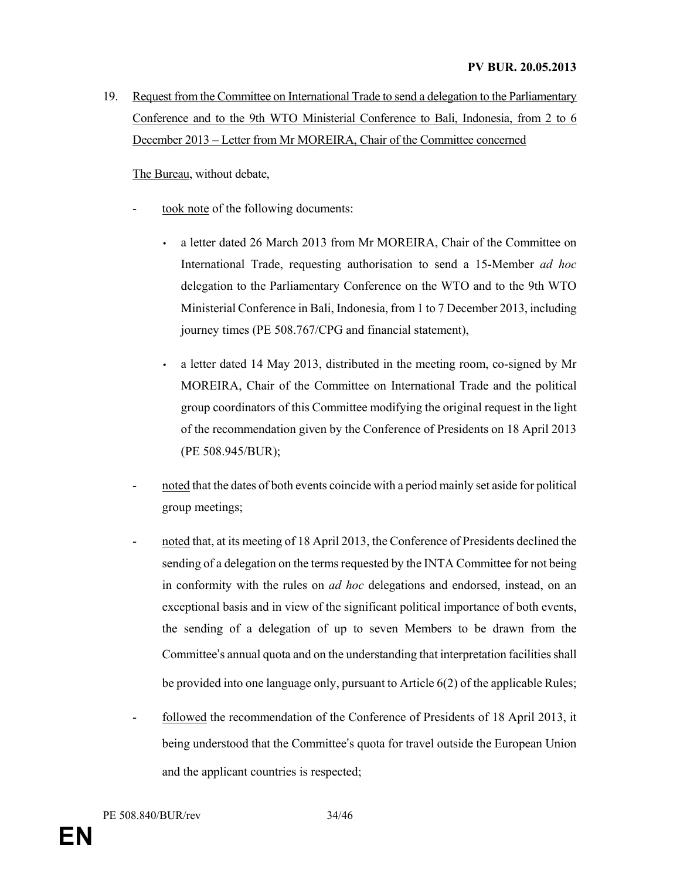19. Request from the Committee on International Trade to send a delegation to the Parliamentary Conference and to the 9th WTO Ministerial Conference to Bali, Indonesia, from 2 to 6 December 2013 – Letter from Mr MOREIRA, Chair of the Committee concerned

The Bureau, without debate,

- took note of the following documents:

  - a letter dated 26 March 2013 from Mr MOREIRA, Chair of the Committee on International Trade, requesting authorisation to send a 15-Member *ad hoc* delegation to the Parliamentary Conference on the WTO and to the 9th WTO Ministerial Conference in Bali, Indonesia, from 1 to 7 December 2013, including journey times (PE 508.767/CPG and financial statement),

  - a letter dated 14 May 2013, distributed in the meeting room, co-signed by Mr MOREIRA, Chair of the Committee on International Trade and the political group coordinators of this Committee modifying the original request in the light of the recommendation given by the Conference of Presidents on 18 April 2013 (PE 508.945/BUR);

- noted that the dates of both events coincide with a period mainly set aside for political group meetings;

- noted that, at its meeting of 18 April 2013, the Conference of Presidents declined the sending of a delegation on the terms requested by the INTA Committee for not being in conformity with the rules on *ad hoc* delegations and endorsed, instead, on an exceptional basis and in view of the significant political importance of both events, the sending of a delegation of up to seven Members to be drawn from the Committee's annual quota and on the understanding that interpretation facilities shall be provided into one language only, pursuant to Article 6(2) of the applicable Rules;

- followed the recommendation of the Conference of Presidents of 18 April 2013, it being understood that the Committee's quota for travel outside the European Union and the applicant countries is respected;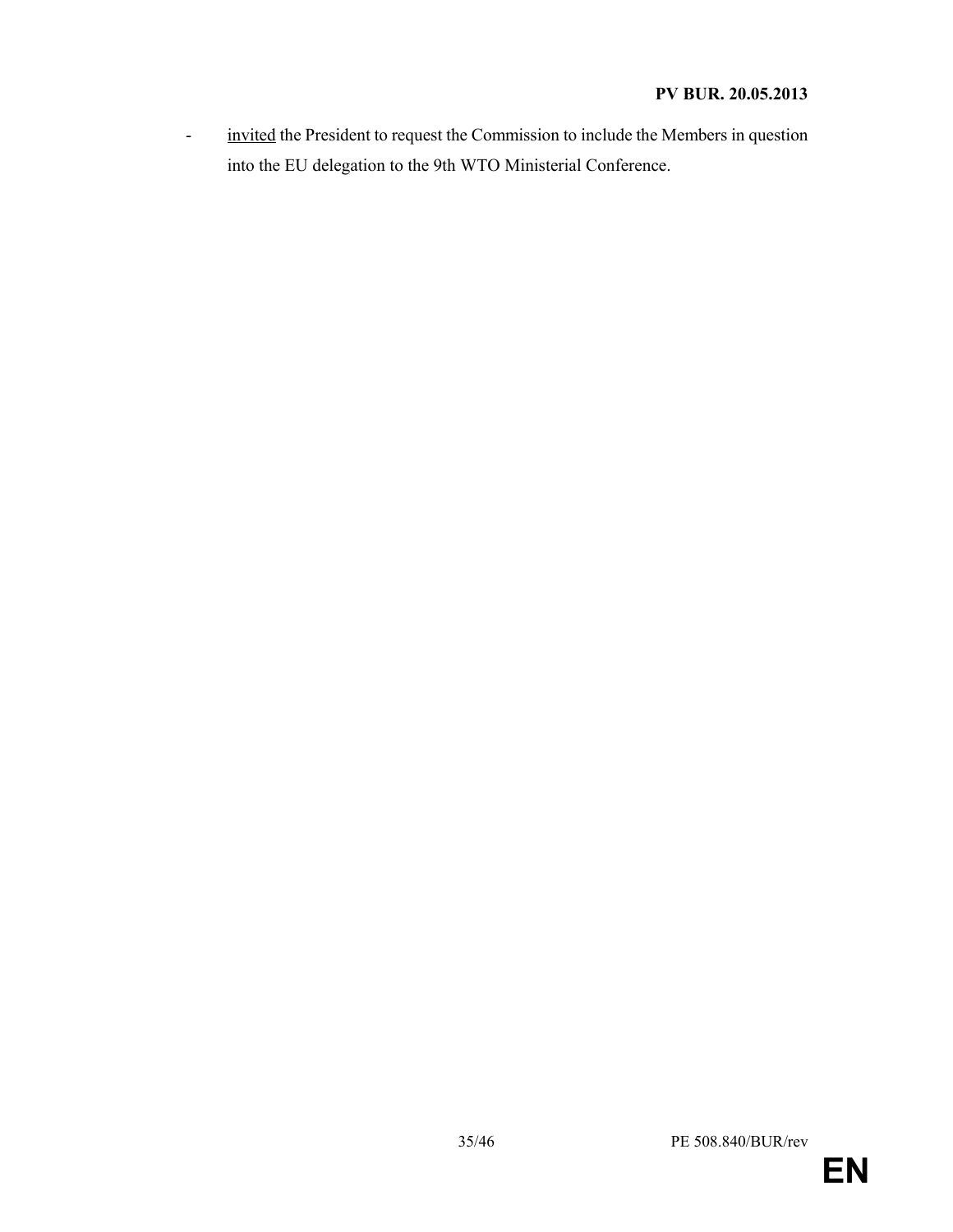- <u>invited</u> the President to request the Commission to include the Members in question into the EU delegation to the 9th WTO Ministerial Conference.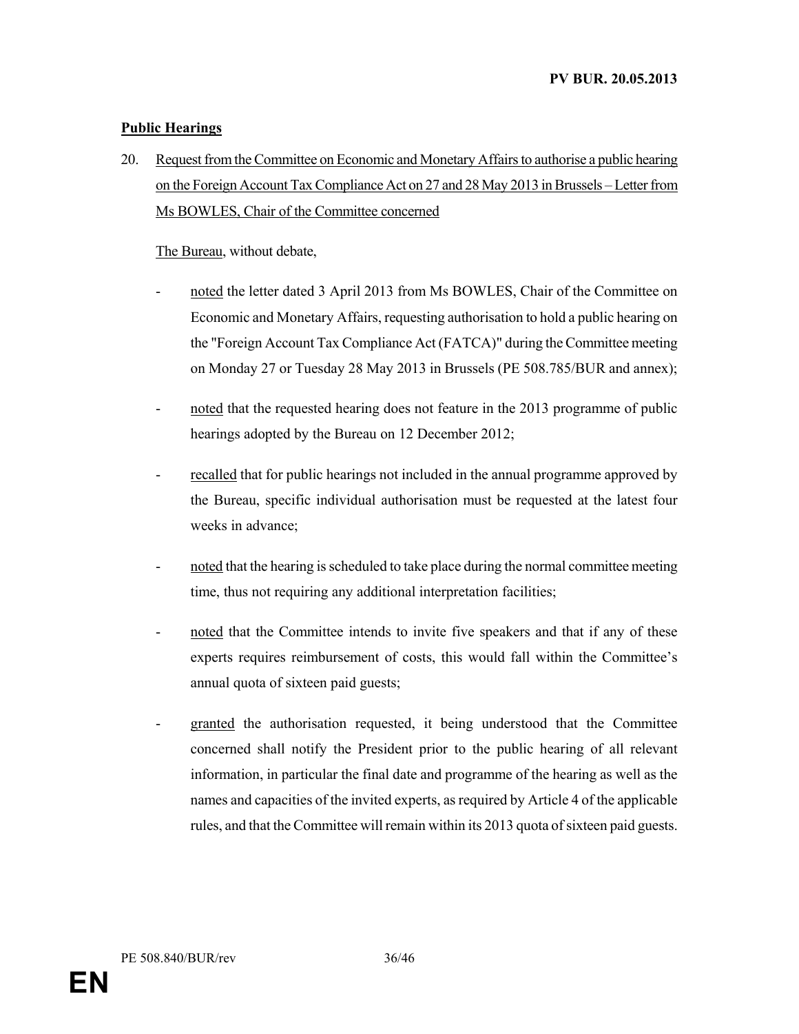**Public Hearings**

20. Request from the Committee on Economic and Monetary Affairs to authorise a public hearing on the Foreign Account Tax Compliance Act on 27 and 28 May 2013 in Brussels – Letter from Ms BOWLES, Chair of the Committee concerned

The Bureau, without debate,

- noted the letter dated 3 April 2013 from Ms BOWLES, Chair of the Committee on Economic and Monetary Affairs, requesting authorisation to hold a public hearing on the "Foreign Account Tax Compliance Act (FATCA)" during the Committee meeting on Monday 27 or Tuesday 28 May 2013 in Brussels (PE 508.785/BUR and annex);
- noted that the requested hearing does not feature in the 2013 programme of public hearings adopted by the Bureau on 12 December 2012;
- recalled that for public hearings not included in the annual programme approved by the Bureau, specific individual authorisation must be requested at the latest four weeks in advance;
- noted that the hearing is scheduled to take place during the normal committee meeting time, thus not requiring any additional interpretation facilities;
- noted that the Committee intends to invite five speakers and that if any of these experts requires reimbursement of costs, this would fall within the Committee's annual quota of sixteen paid guests;
- granted the authorisation requested, it being understood that the Committee concerned shall notify the President prior to the public hearing of all relevant information, in particular the final date and programme of the hearing as well as the names and capacities of the invited experts, as required by Article 4 of the applicable rules, and that the Committee will remain within its 2013 quota of sixteen paid guests.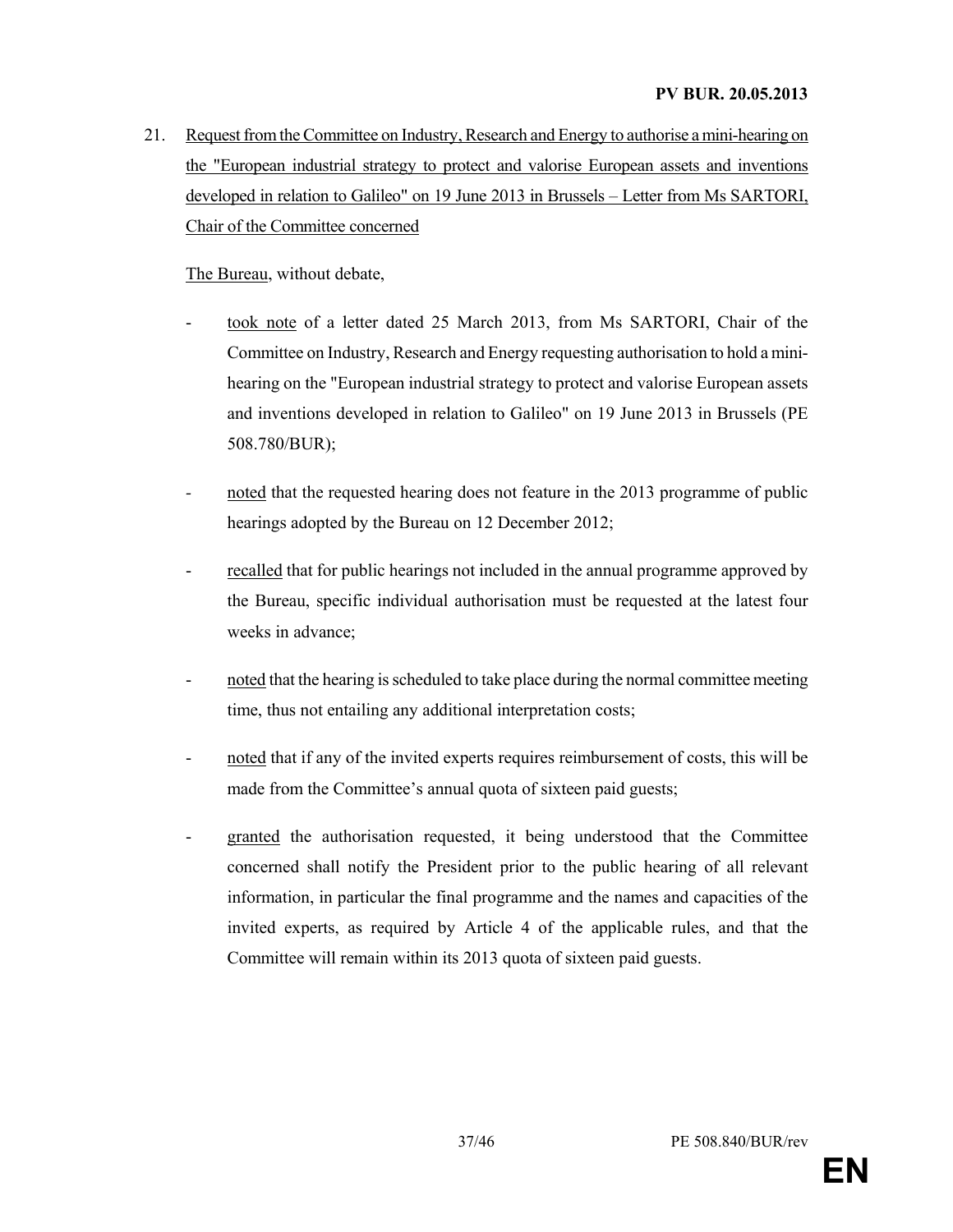21. Request from the Committee on Industry, Research and Energy to authorise a mini-hearing on the "European industrial strategy to protect and valorise European assets and inventions developed in relation to Galileo" on 19 June 2013 in Brussels – Letter from Ms SARTORI, Chair of the Committee concerned

The Bureau, without debate,

- took note of a letter dated 25 March 2013, from Ms SARTORI, Chair of the Committee on Industry, Research and Energy requesting authorisation to hold a mini-hearing on the "European industrial strategy to protect and valorise European assets and inventions developed in relation to Galileo" on 19 June 2013 in Brussels (PE 508.780/BUR);

- noted that the requested hearing does not feature in the 2013 programme of public hearings adopted by the Bureau on 12 December 2012;

- recalled that for public hearings not included in the annual programme approved by the Bureau, specific individual authorisation must be requested at the latest four weeks in advance;

- noted that the hearing is scheduled to take place during the normal committee meeting time, thus not entailing any additional interpretation costs;

- noted that if any of the invited experts requires reimbursement of costs, this will be made from the Committee's annual quota of sixteen paid guests;

- granted the authorisation requested, it being understood that the Committee concerned shall notify the President prior to the public hearing of all relevant information, in particular the final programme and the names and capacities of the invited experts, as required by Article 4 of the applicable rules, and that the Committee will remain within its 2013 quota of sixteen paid guests.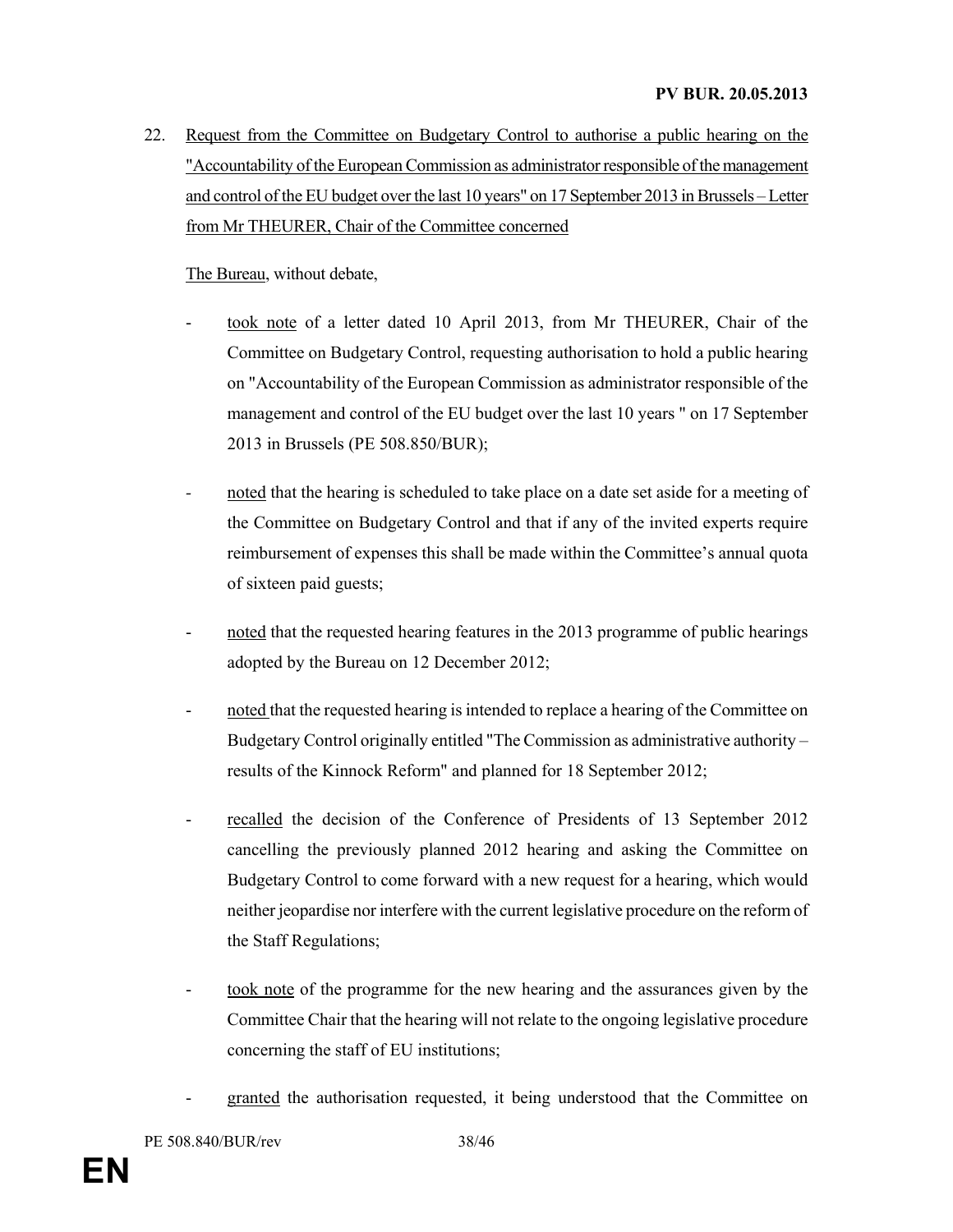22. Request from the Committee on Budgetary Control to authorise a public hearing on the "Accountability of the European Commission as administrator responsible of the management and control of the EU budget over the last 10 years" on 17 September 2013 in Brussels – Letter from Mr THEURER, Chair of the Committee concerned

The Bureau, without debate,

- took note of a letter dated 10 April 2013, from Mr THEURER, Chair of the Committee on Budgetary Control, requesting authorisation to hold a public hearing on "Accountability of the European Commission as administrator responsible of the management and control of the EU budget over the last 10 years " on 17 September 2013 in Brussels (PE 508.850/BUR);

- noted that the hearing is scheduled to take place on a date set aside for a meeting of the Committee on Budgetary Control and that if any of the invited experts require reimbursement of expenses this shall be made within the Committee's annual quota of sixteen paid guests;

- noted that the requested hearing features in the 2013 programme of public hearings adopted by the Bureau on 12 December 2012;

- noted that the requested hearing is intended to replace a hearing of the Committee on Budgetary Control originally entitled "The Commission as administrative authority – results of the Kinnock Reform" and planned for 18 September 2012;

- recalled the decision of the Conference of Presidents of 13 September 2012 cancelling the previously planned 2012 hearing and asking the Committee on Budgetary Control to come forward with a new request for a hearing, which would neither jeopardise nor interfere with the current legislative procedure on the reform of the Staff Regulations;

- took note of the programme for the new hearing and the assurances given by the Committee Chair that the hearing will not relate to the ongoing legislative procedure concerning the staff of EU institutions;

- granted the authorisation requested, it being understood that the Committee on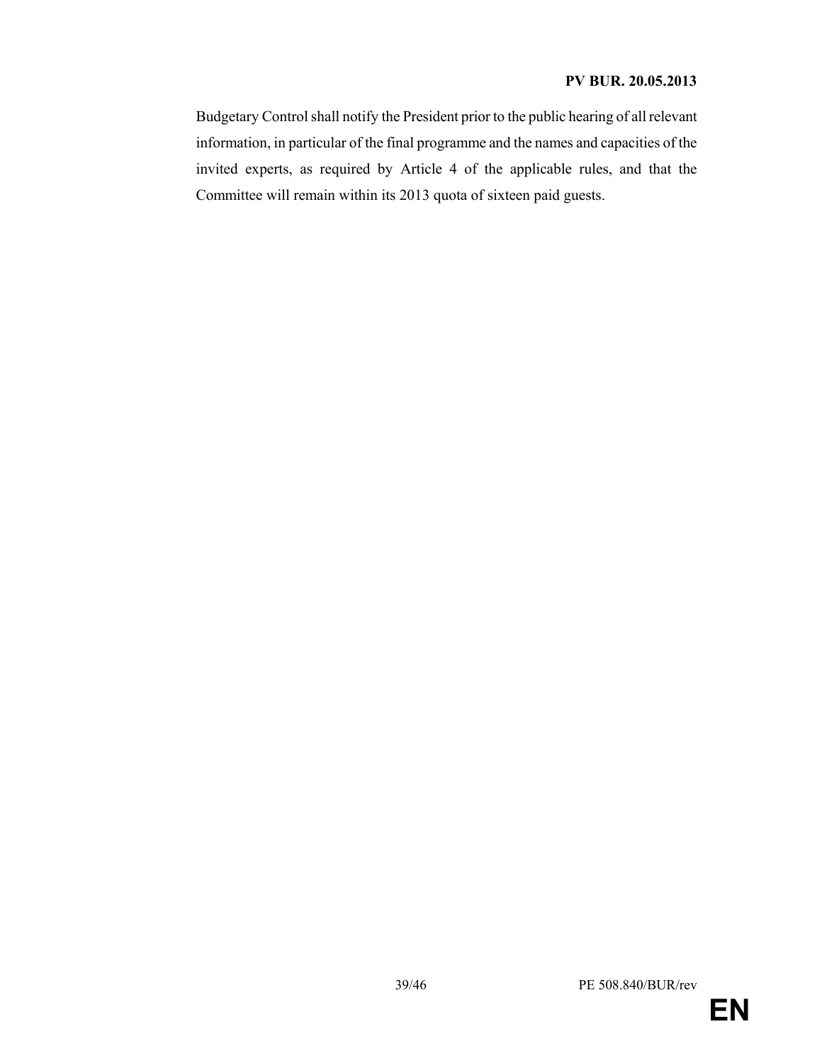Budgetary Control shall notify the President prior to the public hearing of all relevant information, in particular of the final programme and the names and capacities of the invited experts, as required by Article 4 of the applicable rules, and that the Committee will remain within its 2013 quota of sixteen paid guests.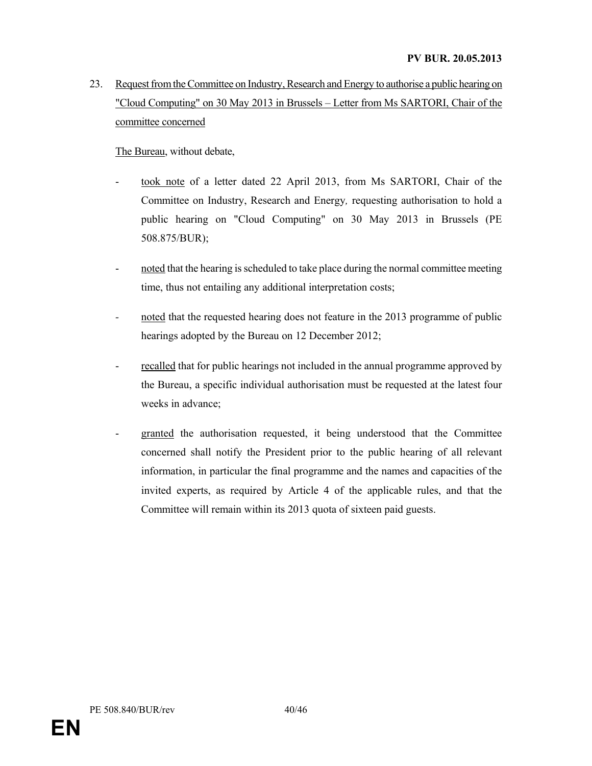23. Request from the Committee on Industry, Research and Energy to authorise a public hearing on "Cloud Computing" on 30 May 2013 in Brussels – Letter from Ms SARTORI, Chair of the committee concerned

The Bureau, without debate,

- took note of a letter dated 22 April 2013, from Ms SARTORI, Chair of the Committee on Industry, Research and Energy*,* requesting authorisation to hold a public hearing on "Cloud Computing" on 30 May 2013 in Brussels (PE 508.875/BUR);

- noted that the hearing is scheduled to take place during the normal committee meeting time, thus not entailing any additional interpretation costs;

- noted that the requested hearing does not feature in the 2013 programme of public hearings adopted by the Bureau on 12 December 2012;

- recalled that for public hearings not included in the annual programme approved by the Bureau, a specific individual authorisation must be requested at the latest four weeks in advance;

- granted the authorisation requested, it being understood that the Committee concerned shall notify the President prior to the public hearing of all relevant information, in particular the final programme and the names and capacities of the invited experts, as required by Article 4 of the applicable rules, and that the Committee will remain within its 2013 quota of sixteen paid guests.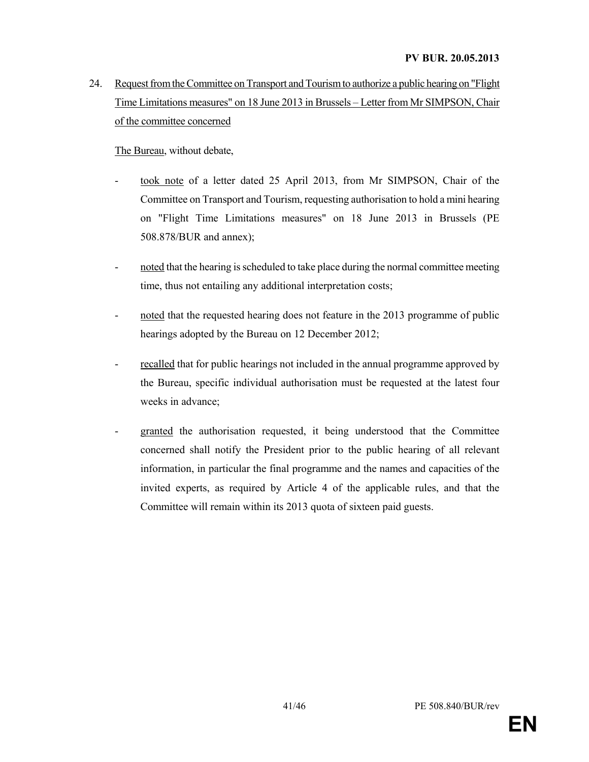24. Request from the Committee on Transport and Tourism to authorize a public hearing on "Flight Time Limitations measures" on 18 June 2013 in Brussels – Letter from Mr SIMPSON, Chair of the committee concerned

The Bureau, without debate,

- took note of a letter dated 25 April 2013, from Mr SIMPSON, Chair of the Committee on Transport and Tourism, requesting authorisation to hold a mini hearing on "Flight Time Limitations measures" on 18 June 2013 in Brussels (PE 508.878/BUR and annex);

- noted that the hearing is scheduled to take place during the normal committee meeting time, thus not entailing any additional interpretation costs;

- noted that the requested hearing does not feature in the 2013 programme of public hearings adopted by the Bureau on 12 December 2012;

- recalled that for public hearings not included in the annual programme approved by the Bureau, specific individual authorisation must be requested at the latest four weeks in advance;

- granted the authorisation requested, it being understood that the Committee concerned shall notify the President prior to the public hearing of all relevant information, in particular the final programme and the names and capacities of the invited experts, as required by Article 4 of the applicable rules, and that the Committee will remain within its 2013 quota of sixteen paid guests.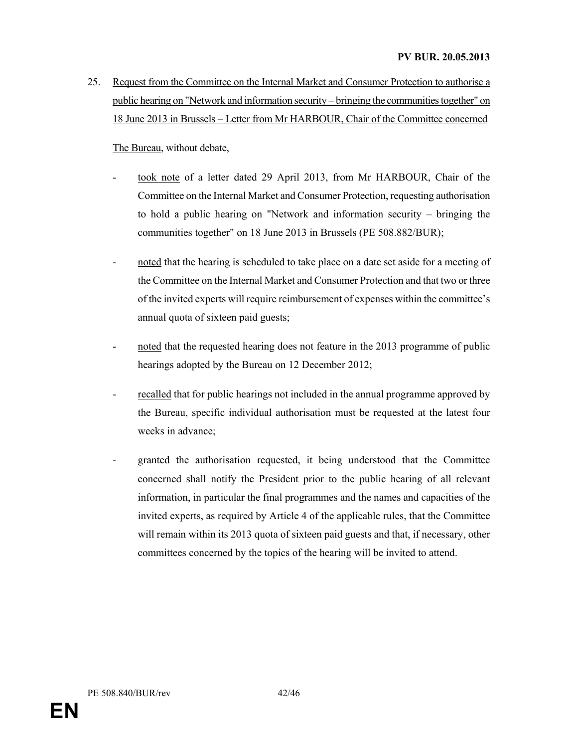25. Request from the Committee on the Internal Market and Consumer Protection to authorise a public hearing on "Network and information security – bringing the communities together" on 18 June 2013 in Brussels – Letter from Mr HARBOUR, Chair of the Committee concerned

The Bureau, without debate,

- took note of a letter dated 29 April 2013, from Mr HARBOUR, Chair of the Committee on the Internal Market and Consumer Protection, requesting authorisation to hold a public hearing on "Network and information security – bringing the communities together" on 18 June 2013 in Brussels (PE 508.882/BUR);

- noted that the hearing is scheduled to take place on a date set aside for a meeting of the Committee on the Internal Market and Consumer Protection and that two or three of the invited experts will require reimbursement of expenses within the committee's annual quota of sixteen paid guests;

- noted that the requested hearing does not feature in the 2013 programme of public hearings adopted by the Bureau on 12 December 2012;

- recalled that for public hearings not included in the annual programme approved by the Bureau, specific individual authorisation must be requested at the latest four weeks in advance;

- granted the authorisation requested, it being understood that the Committee concerned shall notify the President prior to the public hearing of all relevant information, in particular the final programmes and the names and capacities of the invited experts, as required by Article 4 of the applicable rules, that the Committee will remain within its 2013 quota of sixteen paid guests and that, if necessary, other committees concerned by the topics of the hearing will be invited to attend.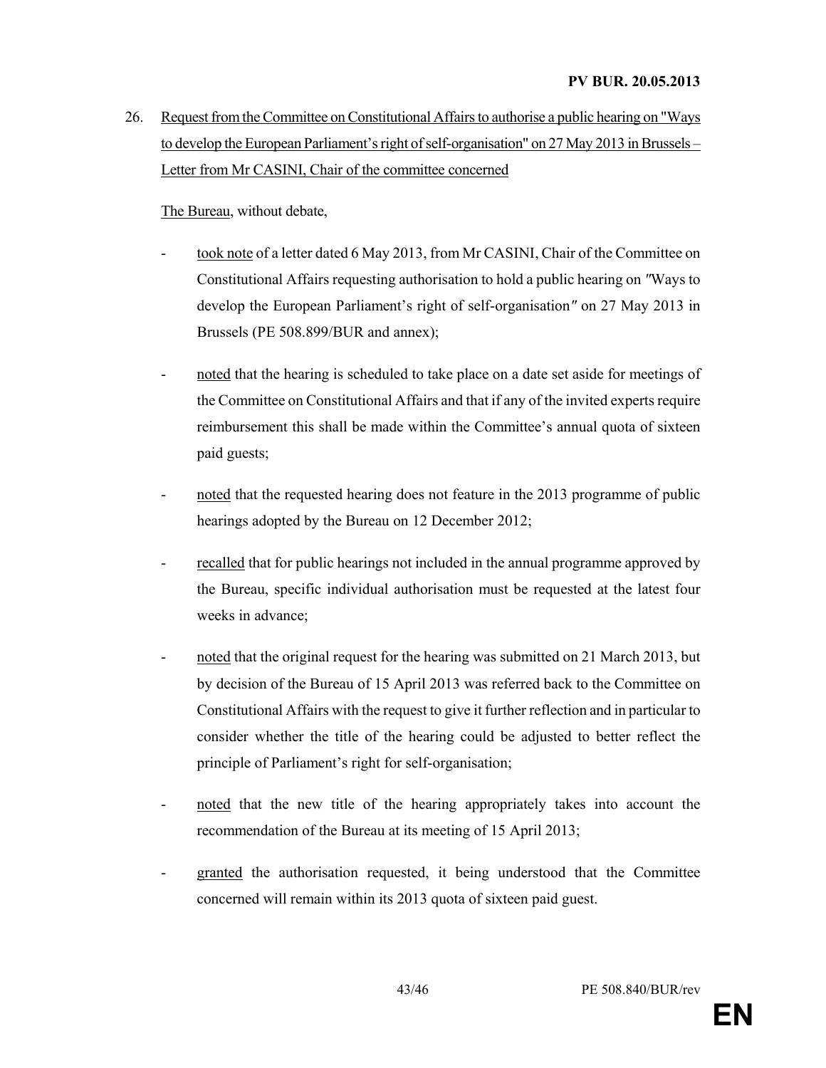26. Request from the Committee on Constitutional Affairs to authorise a public hearing on "Ways to develop the European Parliament's right of self-organisation" on 27 May 2013 in Brussels – Letter from Mr CASINI, Chair of the committee concerned

The Bureau, without debate,

- took note of a letter dated 6 May 2013, from Mr CASINI, Chair of the Committee on Constitutional Affairs requesting authorisation to hold a public hearing on ″Ways to develop the European Parliament's right of self-organisation″ on 27 May 2013 in Brussels (PE 508.899/BUR and annex);

- noted that the hearing is scheduled to take place on a date set aside for meetings of the Committee on Constitutional Affairs and that if any of the invited experts require reimbursement this shall be made within the Committee's annual quota of sixteen paid guests;

- noted that the requested hearing does not feature in the 2013 programme of public hearings adopted by the Bureau on 12 December 2012;

- recalled that for public hearings not included in the annual programme approved by the Bureau, specific individual authorisation must be requested at the latest four weeks in advance;

- noted that the original request for the hearing was submitted on 21 March 2013, but by decision of the Bureau of 15 April 2013 was referred back to the Committee on Constitutional Affairs with the request to give it further reflection and in particular to consider whether the title of the hearing could be adjusted to better reflect the principle of Parliament's right for self-organisation;

- noted that the new title of the hearing appropriately takes into account the recommendation of the Bureau at its meeting of 15 April 2013;

- granted the authorisation requested, it being understood that the Committee concerned will remain within its 2013 quota of sixteen paid guest.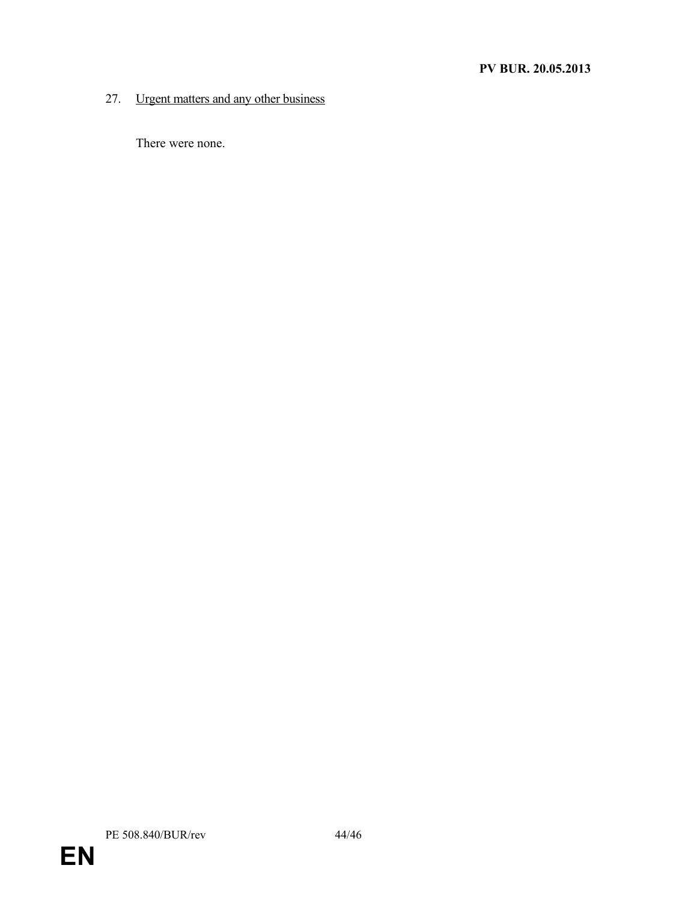27. Urgent matters and any other business

There were none.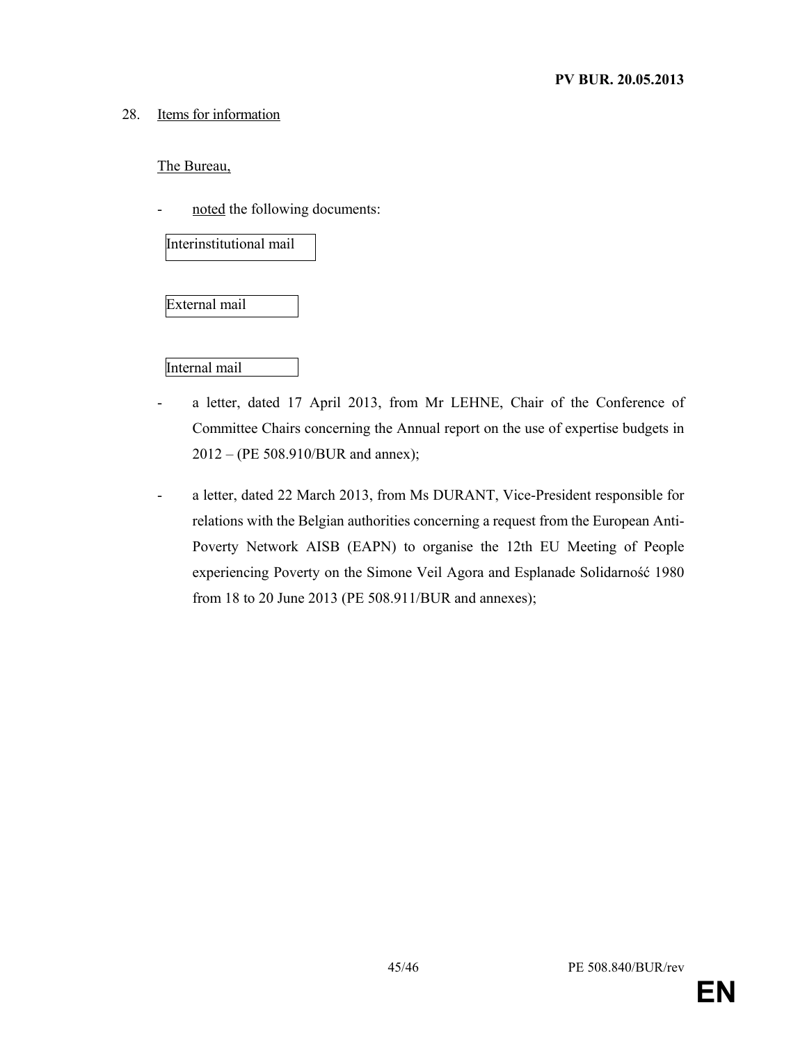28. Items for information

The Bureau,

- noted the following documents:

Interinstitutional mail

External mail

Internal mail

- a letter, dated 17 April 2013, from Mr LEHNE, Chair of the Conference of Committee Chairs concerning the Annual report on the use of expertise budgets in 2012 – (PE 508.910/BUR and annex);

- a letter, dated 22 March 2013, from Ms DURANT, Vice-President responsible for relations with the Belgian authorities concerning a request from the European Anti-Poverty Network AISB (EAPN) to organise the 12th EU Meeting of People experiencing Poverty on the Simone Veil Agora and Esplanade Solidarność 1980 from 18 to 20 June 2013 (PE 508.911/BUR and annexes);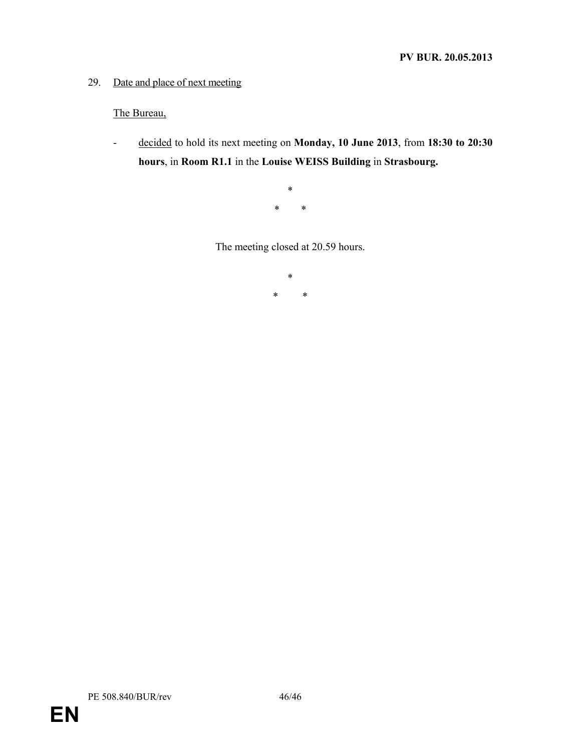29. Date and place of next meeting

The Bureau,

- decided to hold its next meeting on **Monday, 10 June 2013**, from **18:30 to 20:30 hours**, in **Room R1.1** in the **Louise WEISS Building** in **Strasbourg.**

\*

\* \*

The meeting closed at 20.59 hours.

\*

\* \*